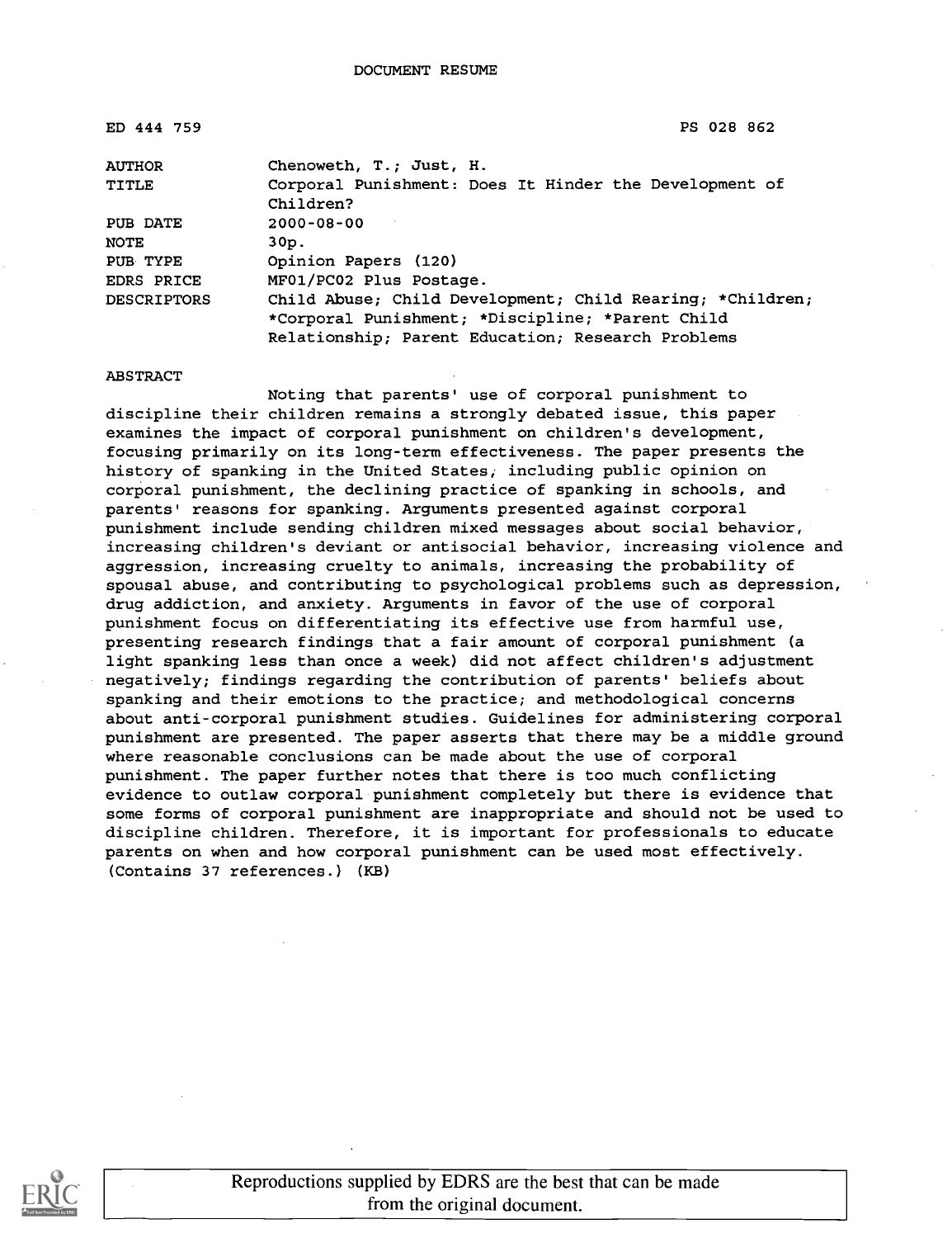DOCUMENT RESUME

| ED 444 759 | PS 028 862 |
| --- | --- |
| AUTHOR | Chenoweth, T.; Just, H. |
| TITLE | Corporal Punishment: Does It Hinder the Development of Children? |
| PUB DATE | 2000-08-00 |
| NOTE | 30p. |
| PUB TYPE | Opinion Papers (120) |
| EDRS PRICE | MF01/PC02 Plus Postage. |
| DESCRIPTORS | Child Abuse; Child Development; Child Rearing; *Children; *Corporal Punishment; *Discipline; *Parent Child Relationship; Parent Education; Research Problems |

ABSTRACT

Noting that parents' use of corporal punishment to discipline their children remains a strongly debated issue, this paper examines the impact of corporal punishment on children's development, focusing primarily on its long-term effectiveness. The paper presents the history of spanking in the United States, including public opinion on corporal punishment, the declining practice of spanking in schools, and parents' reasons for spanking. Arguments presented against corporal punishment include sending children mixed messages about social behavior, increasing children's deviant or antisocial behavior, increasing violence and aggression, increasing cruelty to animals, increasing the probability of spousal abuse, and contributing to psychological problems such as depression, drug addiction, and anxiety. Arguments in favor of the use of corporal punishment focus on differentiating its effective use from harmful use, presenting research findings that a fair amount of corporal punishment (a light spanking less than once a week) did not affect children's adjustment negatively; findings regarding the contribution of parents' beliefs about spanking and their emotions to the practice; and methodological concerns about anti-corporal punishment studies. Guidelines for administering corporal punishment are presented. The paper asserts that there may be a middle ground where reasonable conclusions can be made about the use of corporal punishment. The paper further notes that there is too much conflicting evidence to outlaw corporal punishment completely but there is evidence that some forms of corporal punishment are inappropriate and should not be used to discipline children. Therefore, it is important for professionals to educate parents on when and how corporal punishment can be used most effectively. (Contains 37 references.) (KB)

Reproductions supplied by EDRS are the best that can be made from the original document.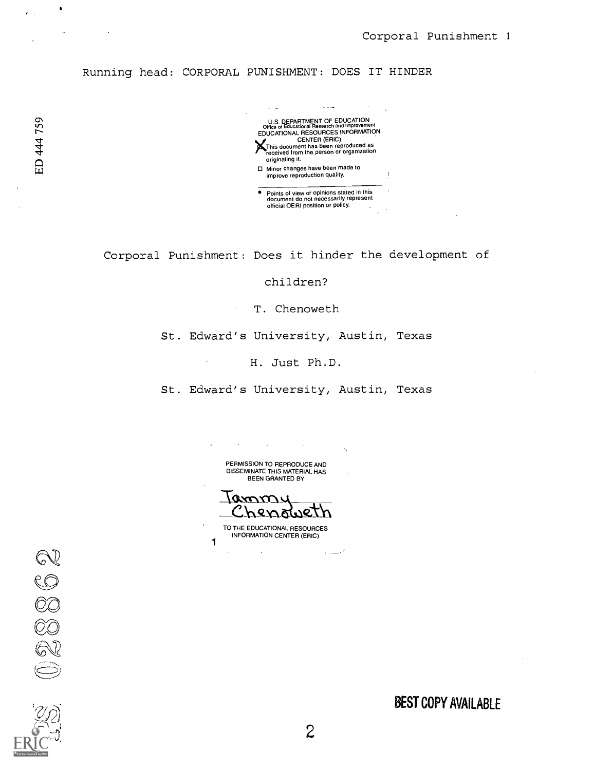Running head: CORPORAL PUNISHMENT: DOES IT HINDER

U.S. DEPARTMENT OF EDUCATION
Office of Educational Research and Improvement
EDUCATIONAL RESOURCES INFORMATION CENTER (ERIC)

This document has been reproduced as received from the person or organization originating it.

Minor changes have been made to improve reproduction quality.

Points of view or opinions stated in this document do not necessarily represent official OERI position or policy.

# Corporal Punishment: Does it hinder the development of children?

T. Chenoweth

St. Edward's University, Austin, Texas

H. Just Ph.D.

St. Edward's University, Austin, Texas

PERMISSION TO REPRODUCE AND DISSEMINATE THIS MATERIAL HAS BEEN GRANTED BY

Tammy Chenoweth

TO THE EDUCATIONAL RESOURCES INFORMATION CENTER (ERIC)

ED 444 759

BEST COPY AVAILABLE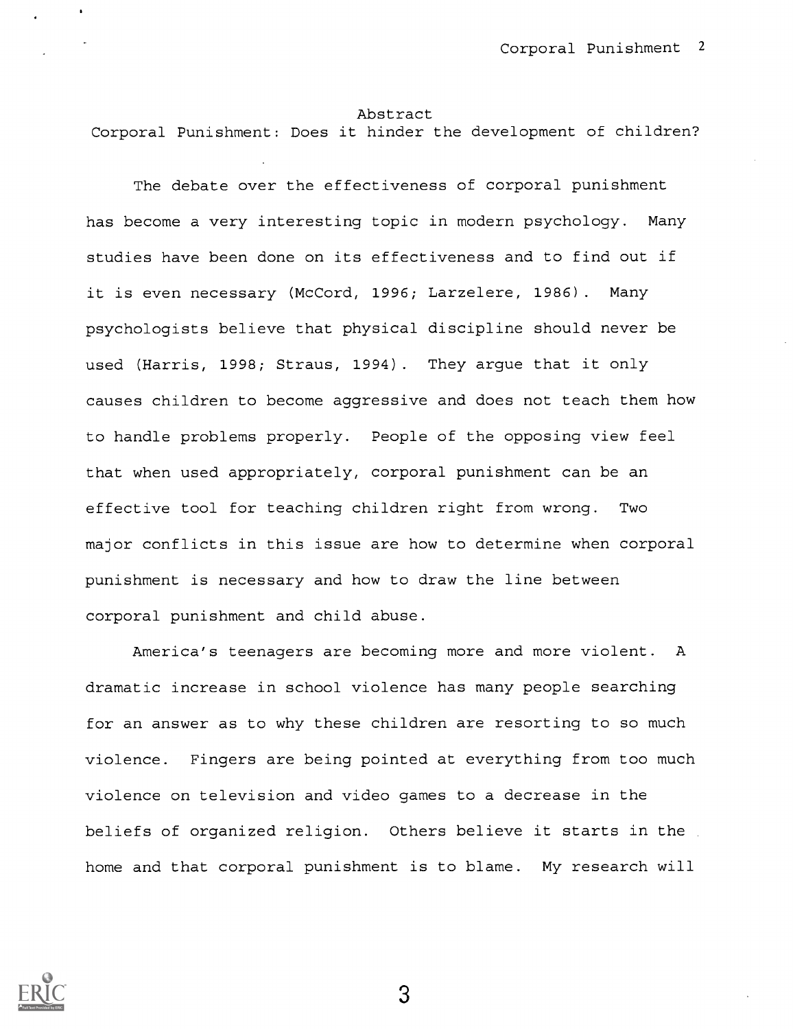# Abstract

## Corporal Punishment: Does it hinder the development of children?

The debate over the effectiveness of corporal punishment has become a very interesting topic in modern psychology. Many studies have been done on its effectiveness and to find out if it is even necessary (McCord, 1996; Larzelere, 1986). Many psychologists believe that physical discipline should never be used (Harris, 1998; Straus, 1994). They argue that it only causes children to become aggressive and does not teach them how to handle problems properly. People of the opposing view feel that when used appropriately, corporal punishment can be an effective tool for teaching children right from wrong. Two major conflicts in this issue are how to determine when corporal punishment is necessary and how to draw the line between corporal punishment and child abuse.

America's teenagers are becoming more and more violent. A dramatic increase in school violence has many people searching for an answer as to why these children are resorting to so much violence. Fingers are being pointed at everything from too much violence on television and video games to a decrease in the beliefs of organized religion. Others believe it starts in the home and that corporal punishment is to blame. My research will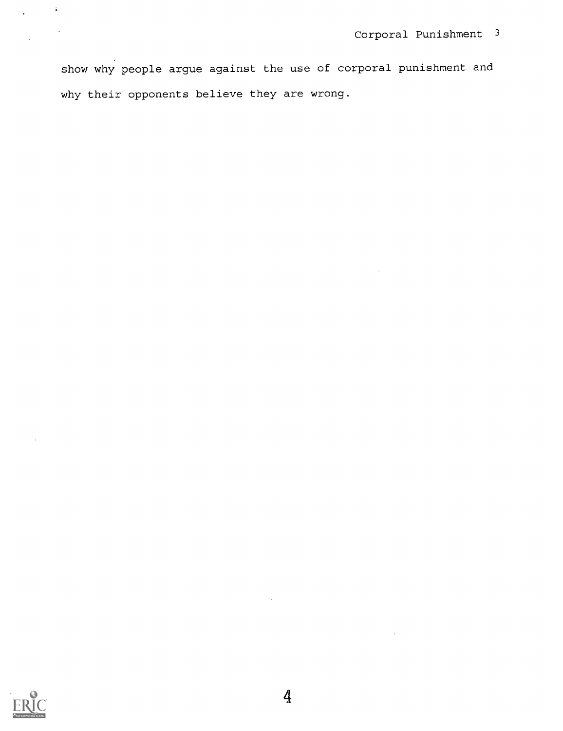show why people argue against the use of corporal punishment and why their opponents believe they are wrong.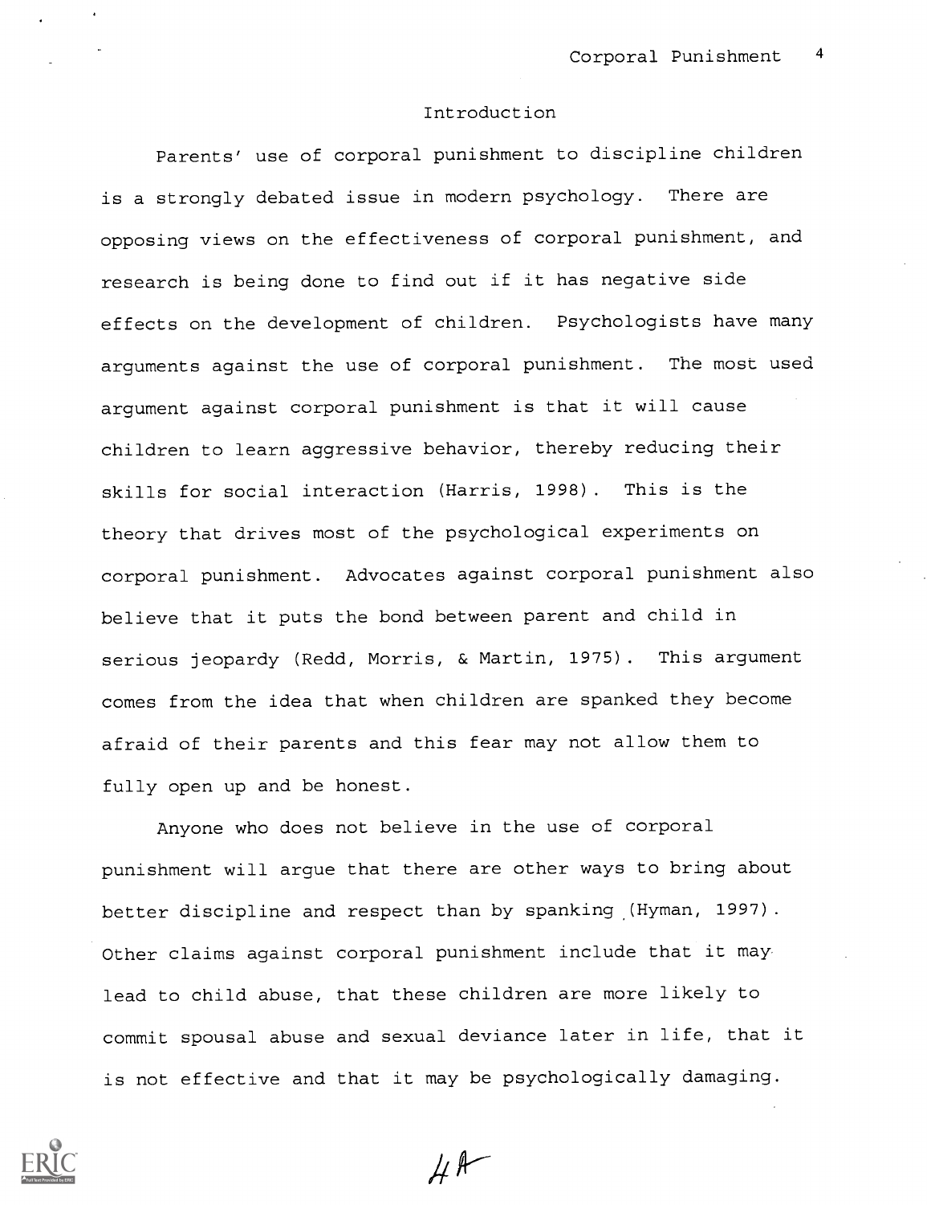## Introduction

Parents' use of corporal punishment to discipline children is a strongly debated issue in modern psychology. There are opposing views on the effectiveness of corporal punishment, and research is being done to find out if it has negative side effects on the development of children. Psychologists have many arguments against the use of corporal punishment. The most used argument against corporal punishment is that it will cause children to learn aggressive behavior, thereby reducing their skills for social interaction (Harris, 1998). This is the theory that drives most of the psychological experiments on corporal punishment. Advocates against corporal punishment also believe that it puts the bond between parent and child in serious jeopardy (Redd, Morris, & Martin, 1975). This argument comes from the idea that when children are spanked they become afraid of their parents and this fear may not allow them to fully open up and be honest.

Anyone who does not believe in the use of corporal punishment will argue that there are other ways to bring about better discipline and respect than by spanking (Hyman, 1997). Other claims against corporal punishment include that it may lead to child abuse, that these children are more likely to commit spousal abuse and sexual deviance later in life, that it is not effective and that it may be psychologically damaging.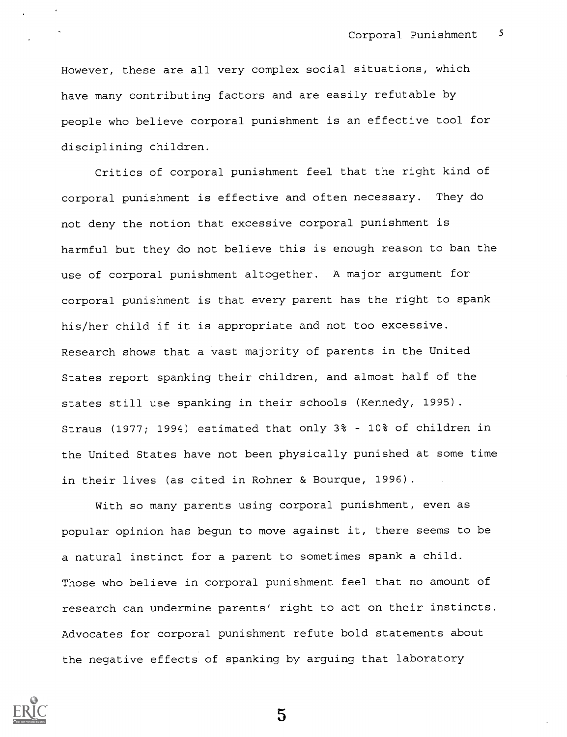However, these are all very complex social situations, which have many contributing factors and are easily refutable by people who believe corporal punishment is an effective tool for disciplining children.

Critics of corporal punishment feel that the right kind of corporal punishment is effective and often necessary. They do not deny the notion that excessive corporal punishment is harmful but they do not believe this is enough reason to ban the use of corporal punishment altogether. A major argument for corporal punishment is that every parent has the right to spank his/her child if it is appropriate and not too excessive. Research shows that a vast majority of parents in the United States report spanking their children, and almost half of the states still use spanking in their schools (Kennedy, 1995). Straus (1977; 1994) estimated that only 3% - 10% of children in the United States have not been physically punished at some time in their lives (as cited in Rohner & Bourque, 1996).

With so many parents using corporal punishment, even as popular opinion has begun to move against it, there seems to be a natural instinct for a parent to sometimes spank a child. Those who believe in corporal punishment feel that no amount of research can undermine parents' right to act on their instincts. Advocates for corporal punishment refute bold statements about the negative effects of spanking by arguing that laboratory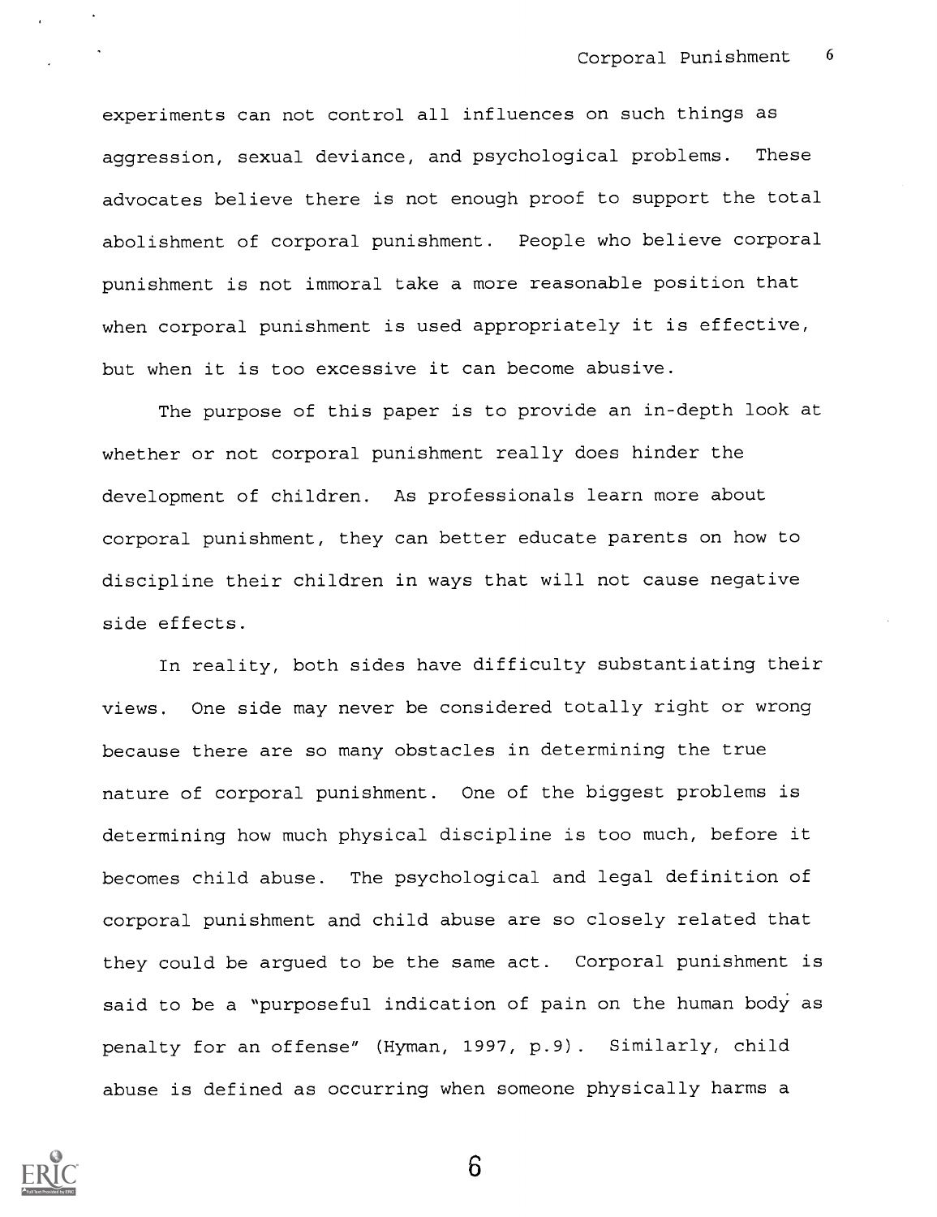experiments can not control all influences on such things as aggression, sexual deviance, and psychological problems. These advocates believe there is not enough proof to support the total abolishment of corporal punishment. People who believe corporal punishment is not immoral take a more reasonable position that when corporal punishment is used appropriately it is effective, but when it is too excessive it can become abusive.

The purpose of this paper is to provide an in-depth look at whether or not corporal punishment really does hinder the development of children. As professionals learn more about corporal punishment, they can better educate parents on how to discipline their children in ways that will not cause negative side effects.

In reality, both sides have difficulty substantiating their views. One side may never be considered totally right or wrong because there are so many obstacles in determining the true nature of corporal punishment. One of the biggest problems is determining how much physical discipline is too much, before it becomes child abuse. The psychological and legal definition of corporal punishment and child abuse are so closely related that they could be argued to be the same act. Corporal punishment is said to be a "purposeful indication of pain on the human body as penalty for an offense" (Hyman, 1997, p.9). Similarly, child abuse is defined as occurring when someone physically harms a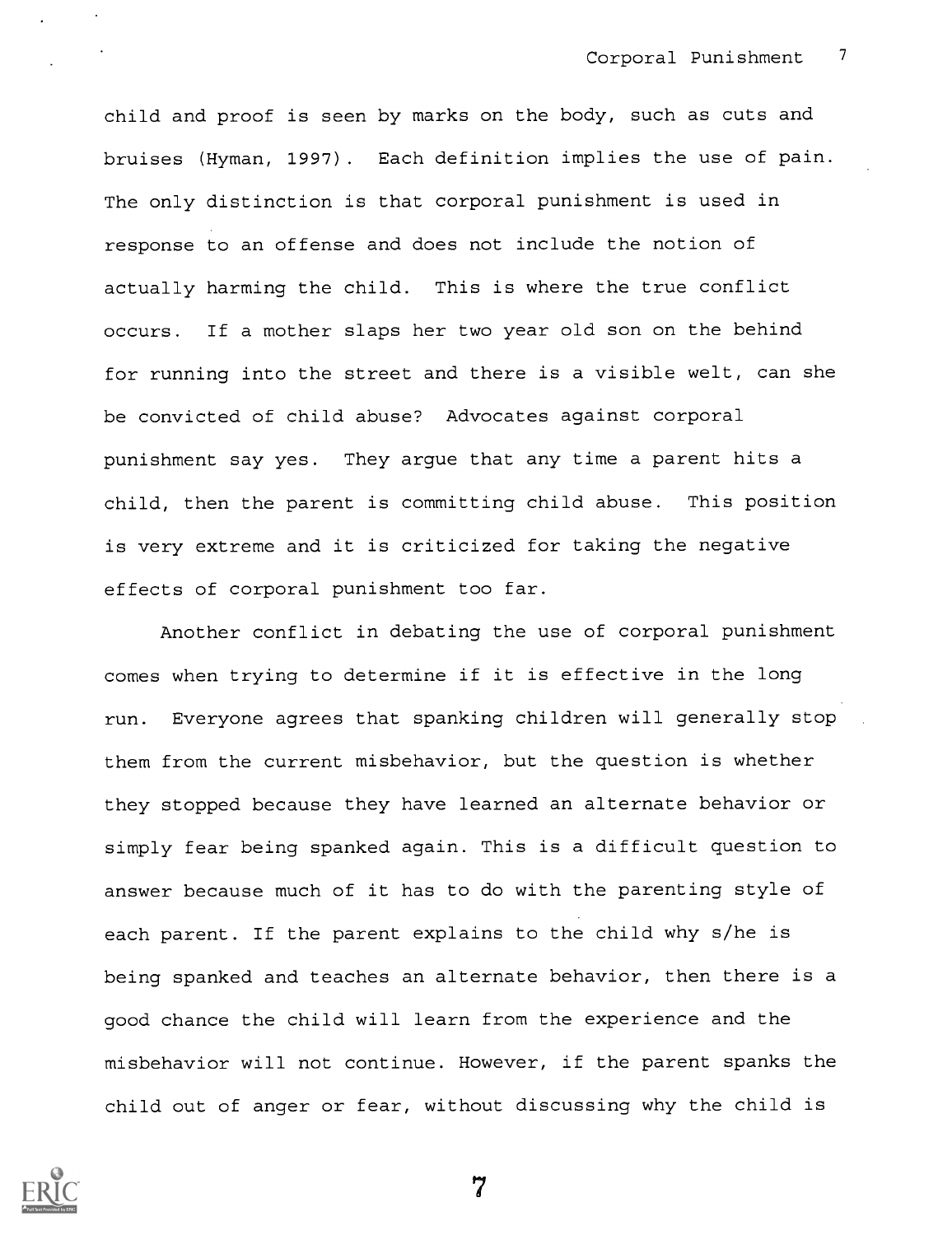child and proof is seen by marks on the body, such as cuts and bruises (Hyman, 1997). Each definition implies the use of pain. The only distinction is that corporal punishment is used in response to an offense and does not include the notion of actually harming the child. This is where the true conflict occurs. If a mother slaps her two year old son on the behind for running into the street and there is a visible welt, can she be convicted of child abuse? Advocates against corporal punishment say yes. They argue that any time a parent hits a child, then the parent is committing child abuse. This position is very extreme and it is criticized for taking the negative effects of corporal punishment too far.

Another conflict in debating the use of corporal punishment comes when trying to determine if it is effective in the long run. Everyone agrees that spanking children will generally stop them from the current misbehavior, but the question is whether they stopped because they have learned an alternate behavior or simply fear being spanked again. This is a difficult question to answer because much of it has to do with the parenting style of each parent. If the parent explains to the child why s/he is being spanked and teaches an alternate behavior, then there is a good chance the child will learn from the experience and the misbehavior will not continue. However, if the parent spanks the child out of anger or fear, without discussing why the child is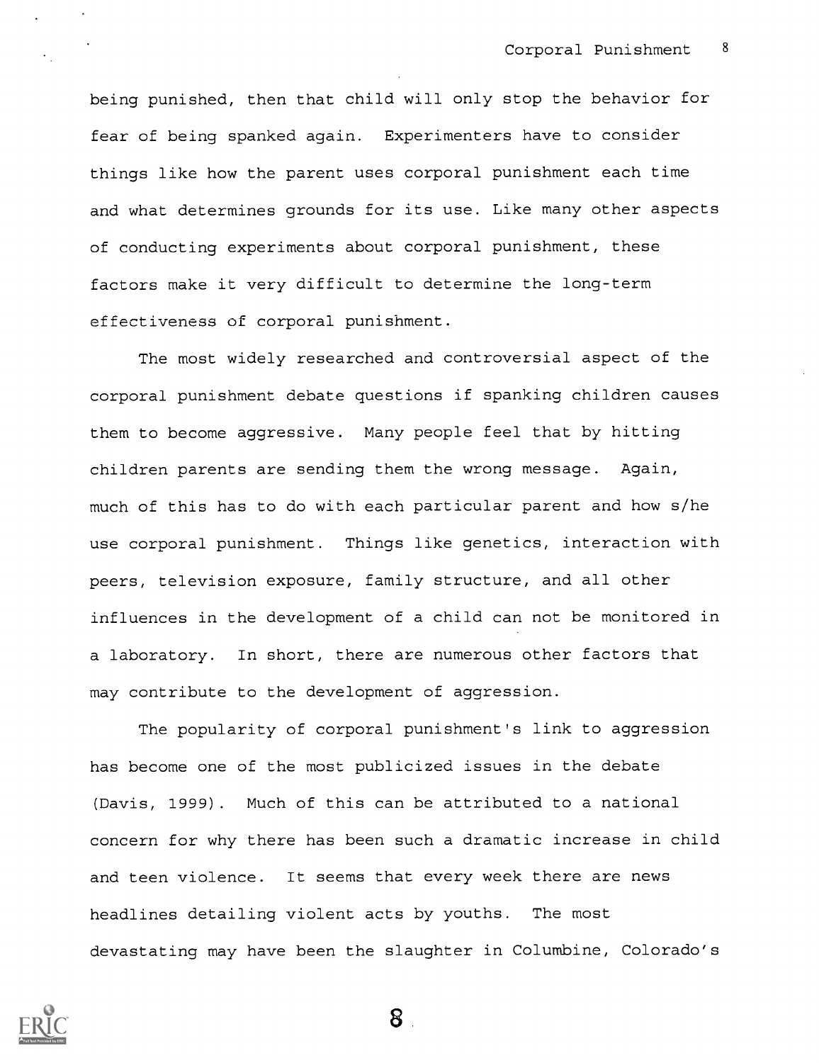being punished, then that child will only stop the behavior for fear of being spanked again. Experimenters have to consider things like how the parent uses corporal punishment each time and what determines grounds for its use. Like many other aspects of conducting experiments about corporal punishment, these factors make it very difficult to determine the long-term effectiveness of corporal punishment.

The most widely researched and controversial aspect of the corporal punishment debate questions if spanking children causes them to become aggressive. Many people feel that by hitting children parents are sending them the wrong message. Again, much of this has to do with each particular parent and how s/he use corporal punishment. Things like genetics, interaction with peers, television exposure, family structure, and all other influences in the development of a child can not be monitored in a laboratory. In short, there are numerous other factors that may contribute to the development of aggression.

The popularity of corporal punishment's link to aggression has become one of the most publicized issues in the debate (Davis, 1999). Much of this can be attributed to a national concern for why there has been such a dramatic increase in child and teen violence. It seems that every week there are news headlines detailing violent acts by youths. The most devastating may have been the slaughter in Columbine, Colorado's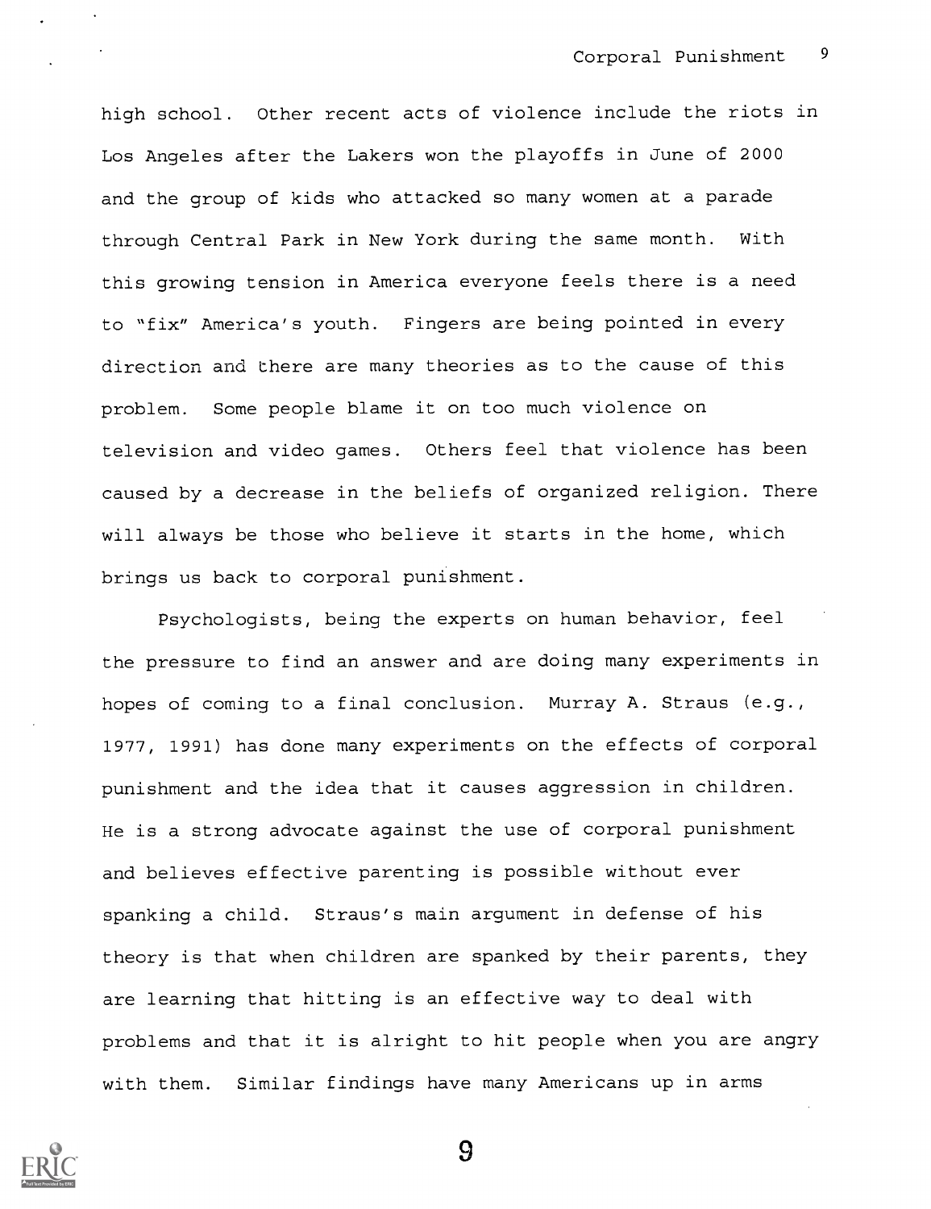high school. Other recent acts of violence include the riots in Los Angeles after the Lakers won the playoffs in June of 2000 and the group of kids who attacked so many women at a parade through Central Park in New York during the same month. With this growing tension in America everyone feels there is a need to "fix" America's youth. Fingers are being pointed in every direction and there are many theories as to the cause of this problem. Some people blame it on too much violence on television and video games. Others feel that violence has been caused by a decrease in the beliefs of organized religion. There will always be those who believe it starts in the home, which brings us back to corporal punishment.

Psychologists, being the experts on human behavior, feel the pressure to find an answer and are doing many experiments in hopes of coming to a final conclusion. Murray A. Straus (e.g., 1977, 1991) has done many experiments on the effects of corporal punishment and the idea that it causes aggression in children. He is a strong advocate against the use of corporal punishment and believes effective parenting is possible without ever spanking a child. Straus's main argument in defense of his theory is that when children are spanked by their parents, they are learning that hitting is an effective way to deal with problems and that it is alright to hit people when you are angry with them. Similar findings have many Americans up in arms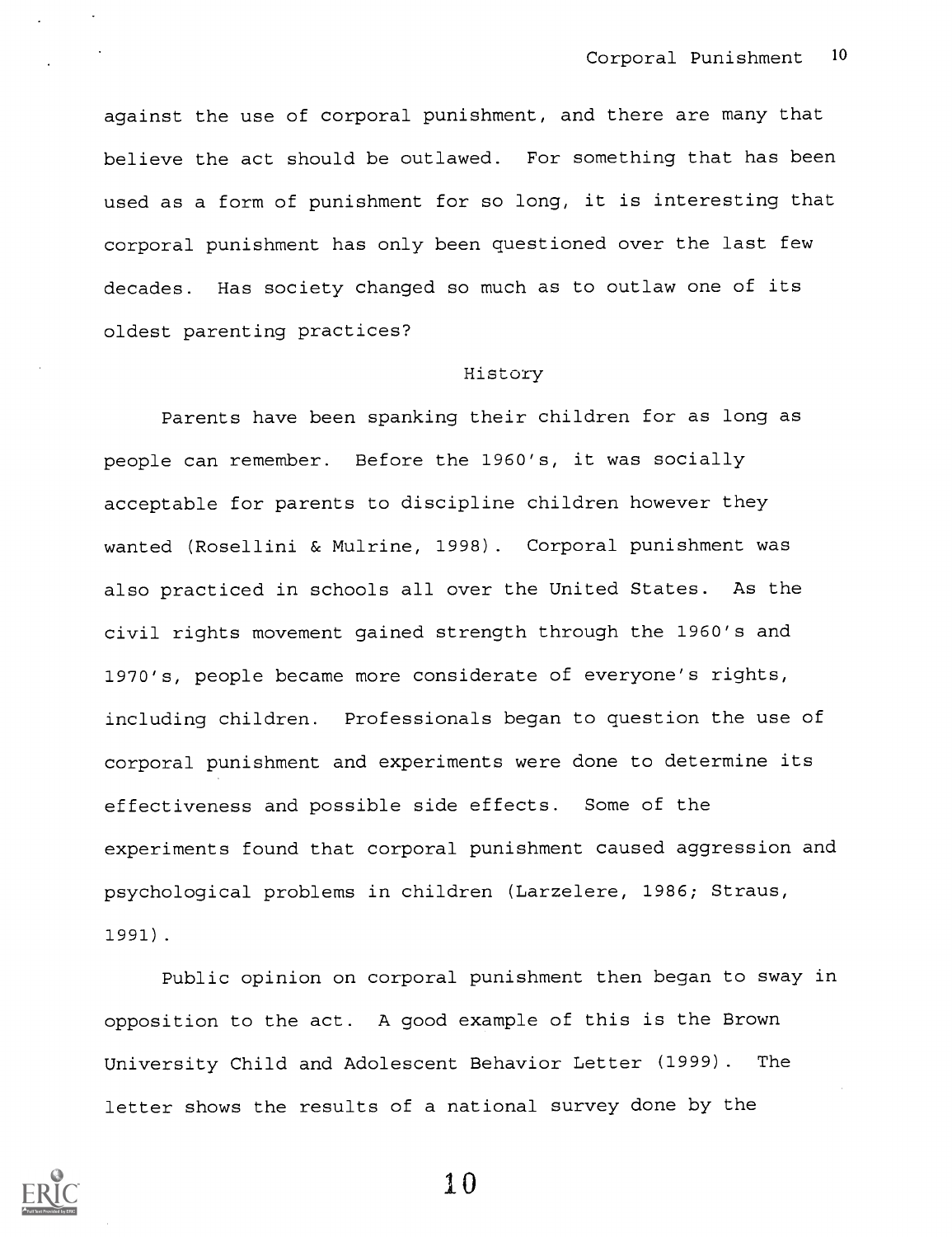against the use of corporal punishment, and there are many that believe the act should be outlawed. For something that has been used as a form of punishment for so long, it is interesting that corporal punishment has only been questioned over the last few decades. Has society changed so much as to outlaw one of its oldest parenting practices?

## History

Parents have been spanking their children for as long as people can remember. Before the 1960's, it was socially acceptable for parents to discipline children however they wanted (Rosellini & Mulrine, 1998). Corporal punishment was also practiced in schools all over the United States. As the civil rights movement gained strength through the 1960's and 1970's, people became more considerate of everyone's rights, including children. Professionals began to question the use of corporal punishment and experiments were done to determine its effectiveness and possible side effects. Some of the experiments found that corporal punishment caused aggression and psychological problems in children (Larzelere, 1986; Straus, 1991).

Public opinion on corporal punishment then began to sway in opposition to the act. A good example of this is the Brown University Child and Adolescent Behavior Letter (1999). The letter shows the results of a national survey done by the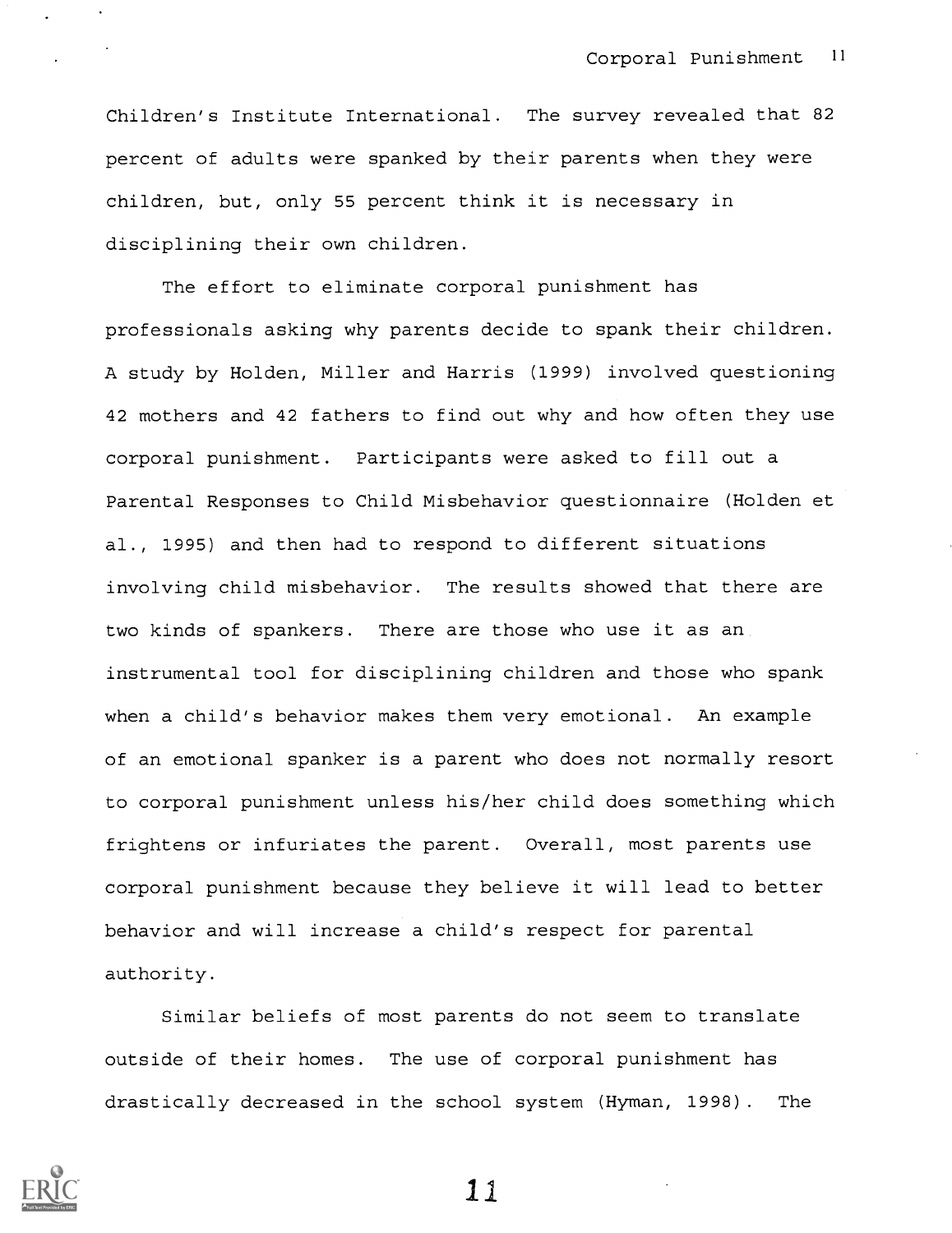Children's Institute International. The survey revealed that 82 percent of adults were spanked by their parents when they were children, but, only 55 percent think it is necessary in disciplining their own children.

The effort to eliminate corporal punishment has professionals asking why parents decide to spank their children. A study by Holden, Miller and Harris (1999) involved questioning 42 mothers and 42 fathers to find out why and how often they use corporal punishment. Participants were asked to fill out a Parental Responses to Child Misbehavior questionnaire (Holden et al., 1995) and then had to respond to different situations involving child misbehavior. The results showed that there are two kinds of spankers. There are those who use it as an instrumental tool for disciplining children and those who spank when a child's behavior makes them very emotional. An example of an emotional spanker is a parent who does not normally resort to corporal punishment unless his/her child does something which frightens or infuriates the parent. Overall, most parents use corporal punishment because they believe it will lead to better behavior and will increase a child's respect for parental authority.

Similar beliefs of most parents do not seem to translate outside of their homes. The use of corporal punishment has drastically decreased in the school system (Hyman, 1998). The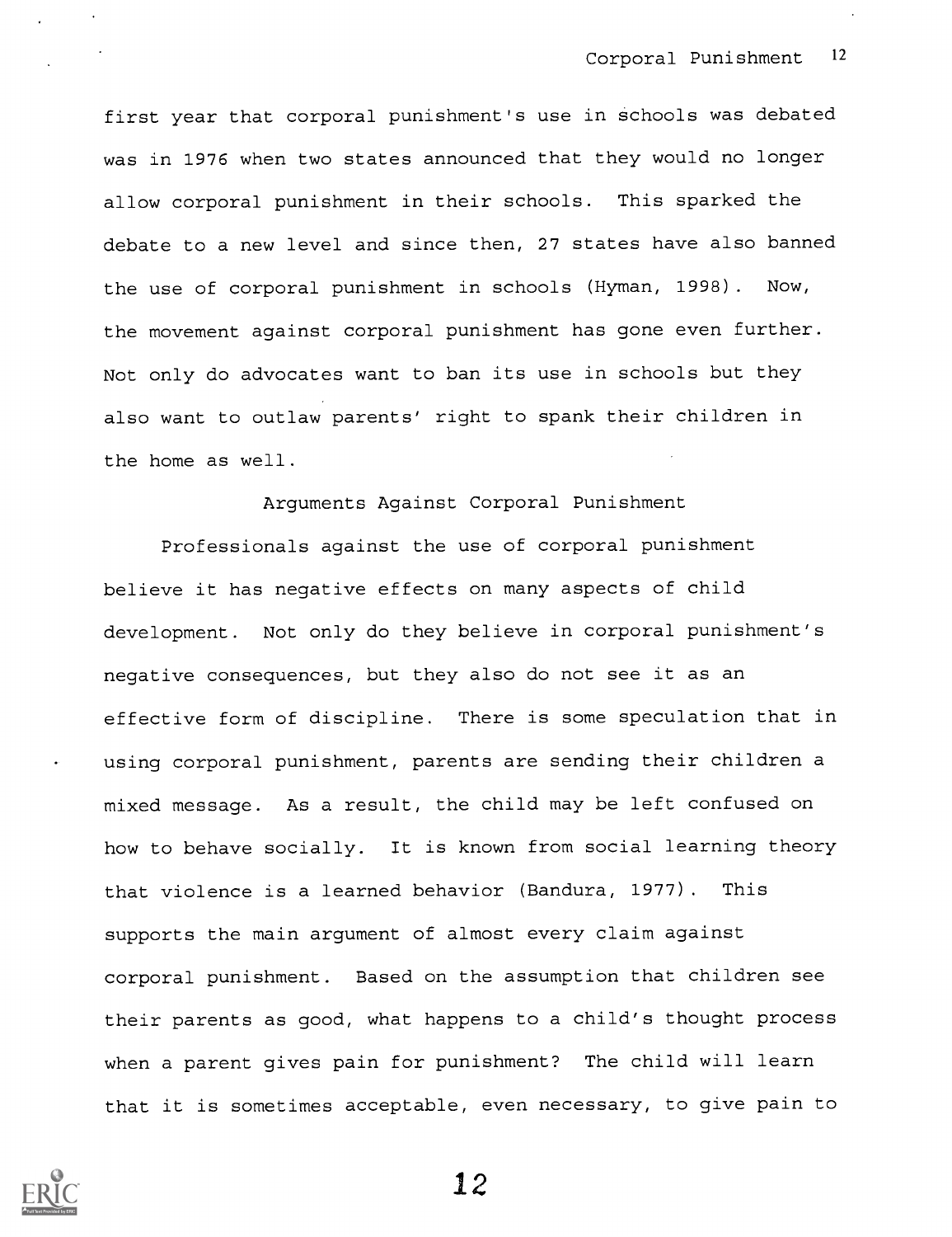first year that corporal punishment's use in schools was debated was in 1976 when two states announced that they would no longer allow corporal punishment in their schools. This sparked the debate to a new level and since then, 27 states have also banned the use of corporal punishment in schools (Hyman, 1998). Now, the movement against corporal punishment has gone even further. Not only do advocates want to ban its use in schools but they also want to outlaw parents' right to spank their children in the home as well.

## Arguments Against Corporal Punishment

Professionals against the use of corporal punishment believe it has negative effects on many aspects of child development. Not only do they believe in corporal punishment's negative consequences, but they also do not see it as an effective form of discipline. There is some speculation that in using corporal punishment, parents are sending their children a mixed message. As a result, the child may be left confused on how to behave socially. It is known from social learning theory that violence is a learned behavior (Bandura, 1977). This supports the main argument of almost every claim against corporal punishment. Based on the assumption that children see their parents as good, what happens to a child's thought process when a parent gives pain for punishment? The child will learn that it is sometimes acceptable, even necessary, to give pain to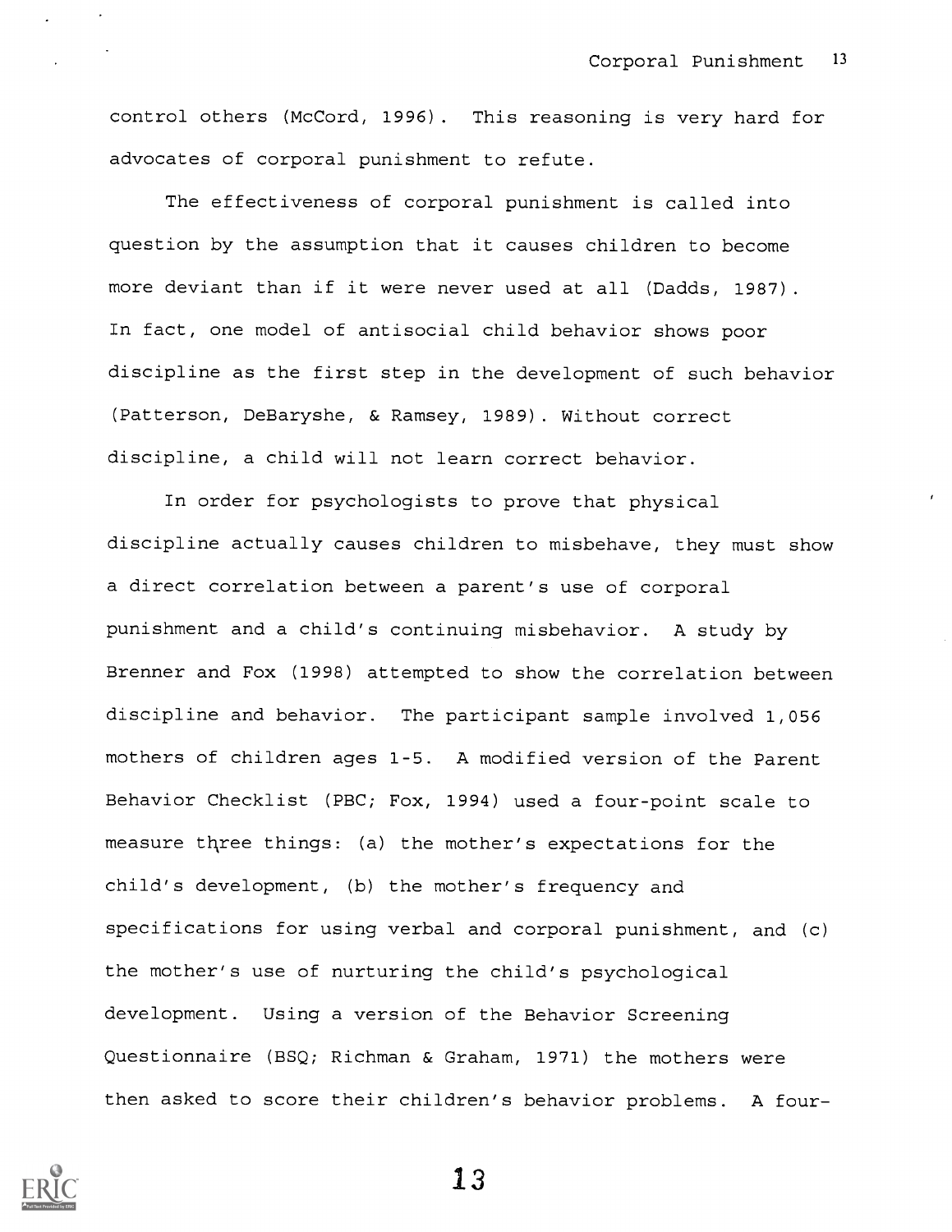control others (McCord, 1996). This reasoning is very hard for advocates of corporal punishment to refute.

The effectiveness of corporal punishment is called into question by the assumption that it causes children to become more deviant than if it were never used at all (Dadds, 1987). In fact, one model of antisocial child behavior shows poor discipline as the first step in the development of such behavior (Patterson, DeBaryshe, & Ramsey, 1989). Without correct discipline, a child will not learn correct behavior.

In order for psychologists to prove that physical discipline actually causes children to misbehave, they must show a direct correlation between a parent's use of corporal punishment and a child's continuing misbehavior. A study by Brenner and Fox (1998) attempted to show the correlation between discipline and behavior. The participant sample involved 1,056 mothers of children ages 1-5. A modified version of the Parent Behavior Checklist (PBC; Fox, 1994) used a four-point scale to measure three things: (a) the mother's expectations for the child's development, (b) the mother's frequency and specifications for using verbal and corporal punishment, and (c) the mother's use of nurturing the child's psychological development. Using a version of the Behavior Screening Questionnaire (BSQ; Richman & Graham, 1971) the mothers were then asked to score their children's behavior problems. A four-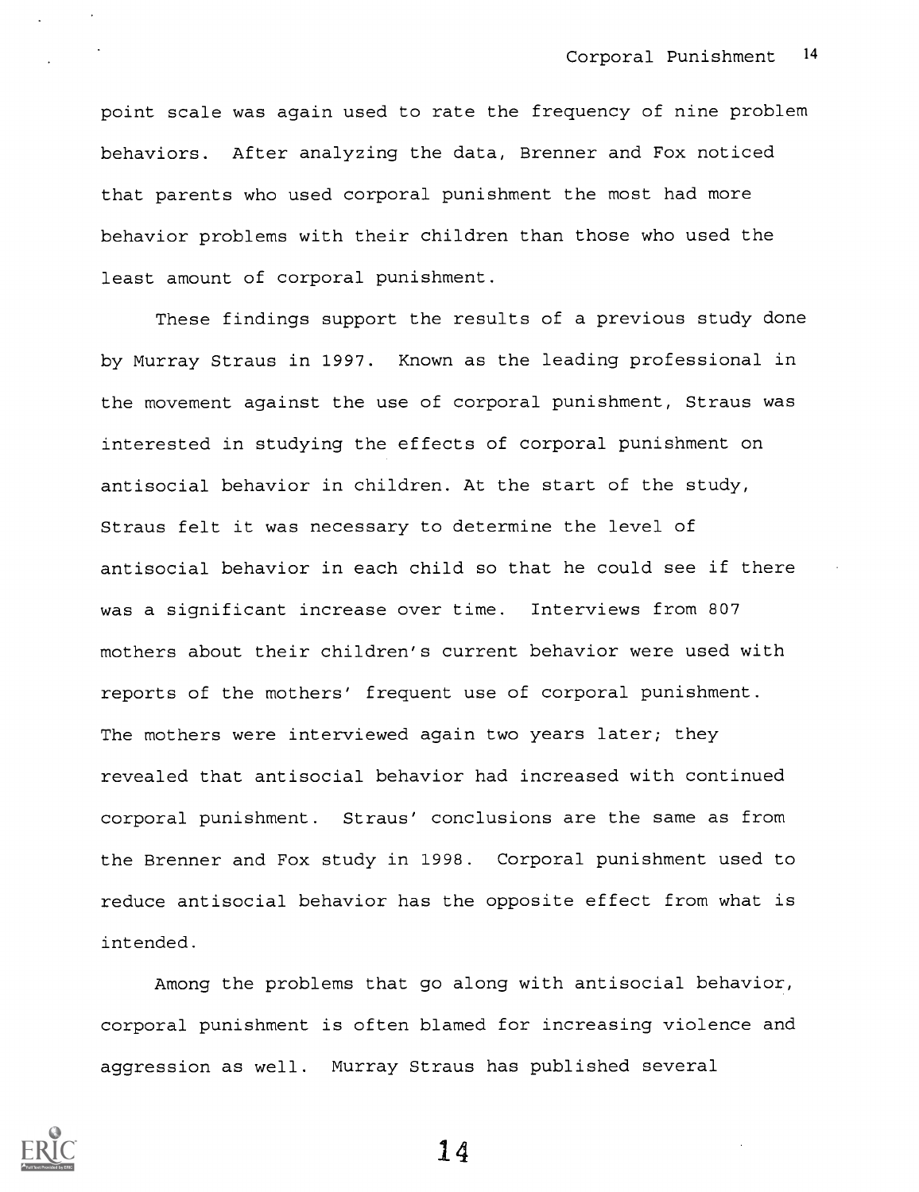point scale was again used to rate the frequency of nine problem behaviors. After analyzing the data, Brenner and Fox noticed that parents who used corporal punishment the most had more behavior problems with their children than those who used the least amount of corporal punishment.

These findings support the results of a previous study done by Murray Straus in 1997. Known as the leading professional in the movement against the use of corporal punishment, Straus was interested in studying the effects of corporal punishment on antisocial behavior in children. At the start of the study, Straus felt it was necessary to determine the level of antisocial behavior in each child so that he could see if there was a significant increase over time. Interviews from 807 mothers about their children's current behavior were used with reports of the mothers' frequent use of corporal punishment. The mothers were interviewed again two years later; they revealed that antisocial behavior had increased with continued corporal punishment. Straus' conclusions are the same as from the Brenner and Fox study in 1998. Corporal punishment used to reduce antisocial behavior has the opposite effect from what is intended.

Among the problems that go along with antisocial behavior, corporal punishment is often blamed for increasing violence and aggression as well. Murray Straus has published several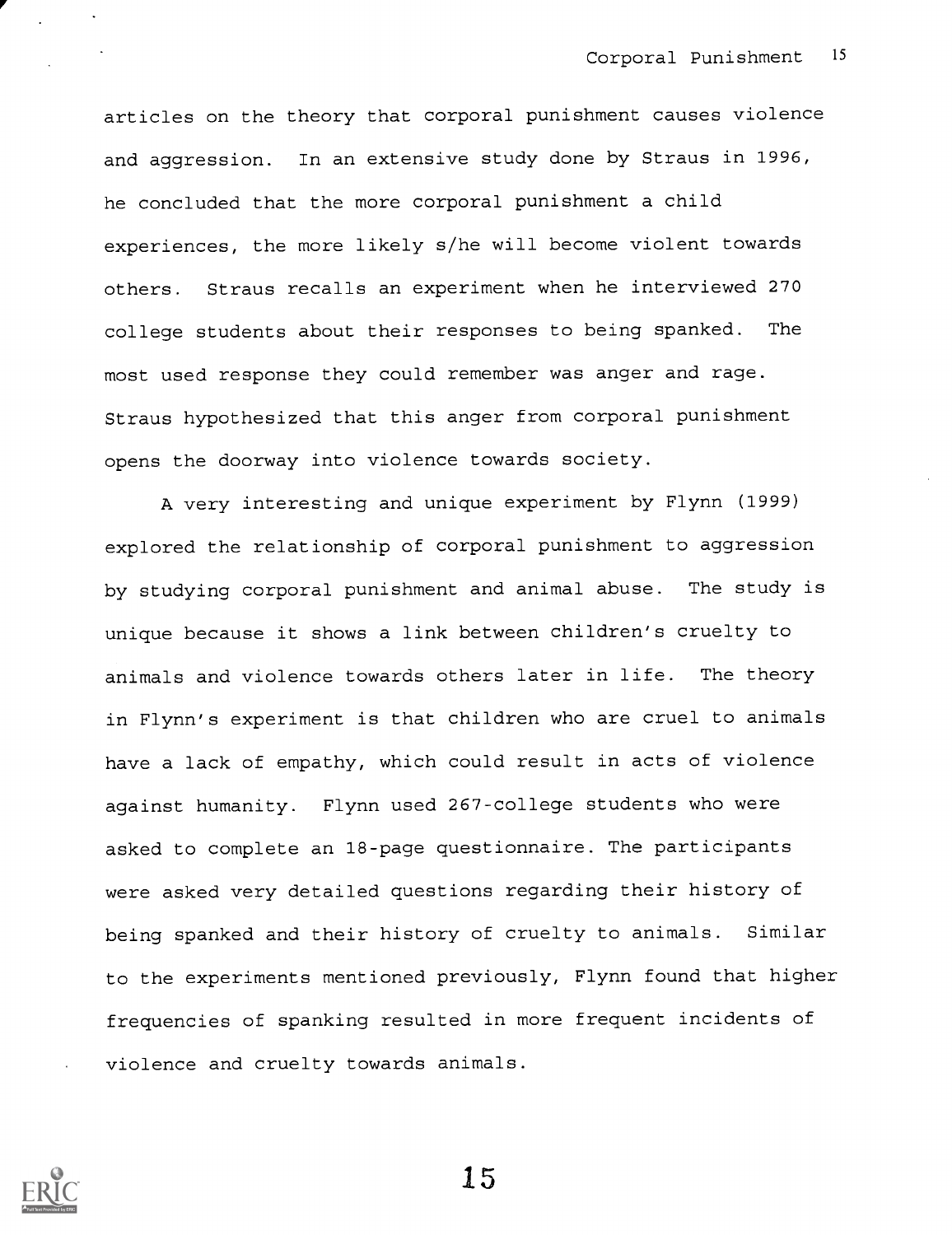articles on the theory that corporal punishment causes violence and aggression. In an extensive study done by Straus in 1996, he concluded that the more corporal punishment a child experiences, the more likely s/he will become violent towards others. Straus recalls an experiment when he interviewed 270 college students about their responses to being spanked. The most used response they could remember was anger and rage. Straus hypothesized that this anger from corporal punishment opens the doorway into violence towards society.

A very interesting and unique experiment by Flynn (1999) explored the relationship of corporal punishment to aggression by studying corporal punishment and animal abuse. The study is unique because it shows a link between children's cruelty to animals and violence towards others later in life. The theory in Flynn's experiment is that children who are cruel to animals have a lack of empathy, which could result in acts of violence against humanity. Flynn used 267-college students who were asked to complete an 18-page questionnaire. The participants were asked very detailed questions regarding their history of being spanked and their history of cruelty to animals. Similar to the experiments mentioned previously, Flynn found that higher frequencies of spanking resulted in more frequent incidents of violence and cruelty towards animals.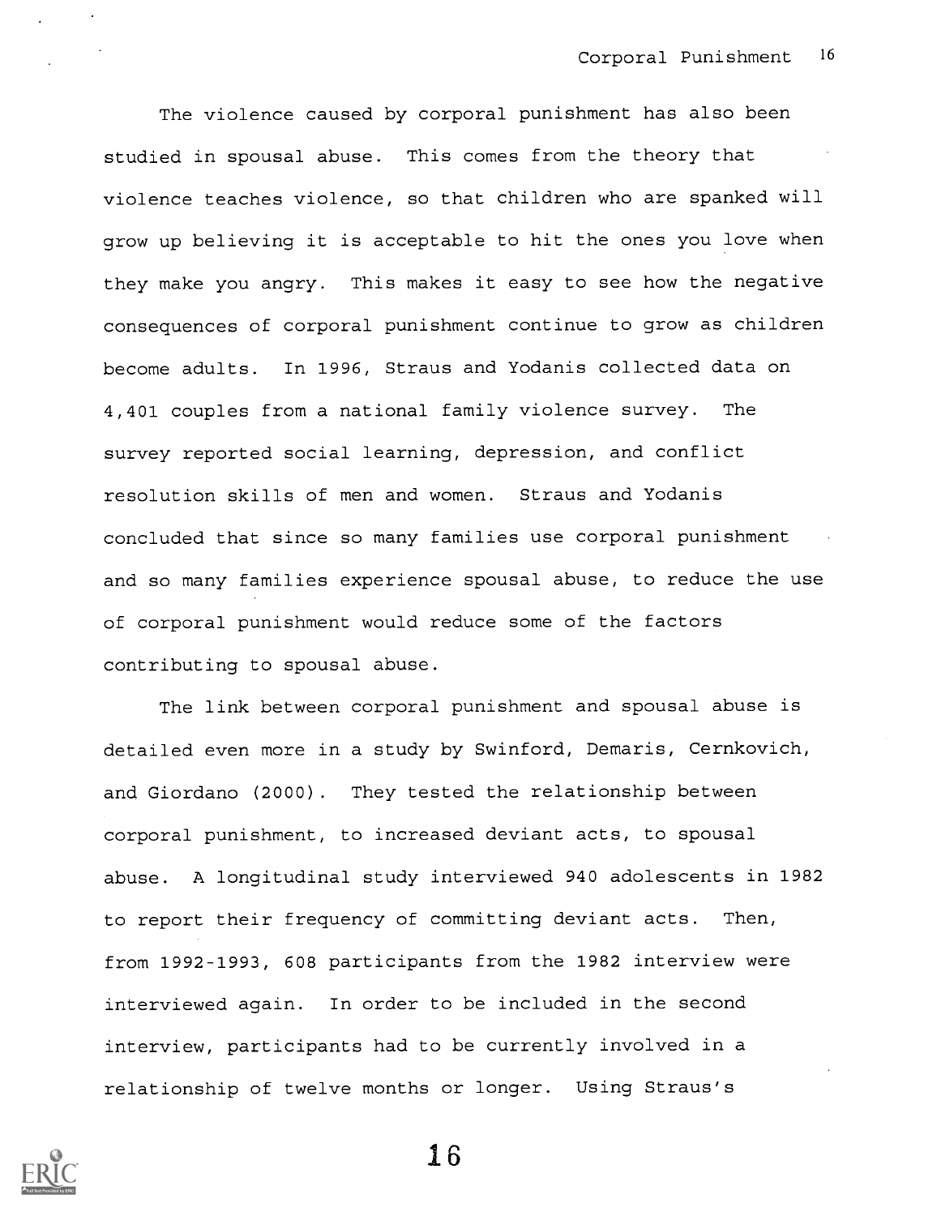The violence caused by corporal punishment has also been studied in spousal abuse. This comes from the theory that violence teaches violence, so that children who are spanked will grow up believing it is acceptable to hit the ones you love when they make you angry. This makes it easy to see how the negative consequences of corporal punishment continue to grow as children become adults. In 1996, Straus and Yodanis collected data on 4,401 couples from a national family violence survey. The survey reported social learning, depression, and conflict resolution skills of men and women. Straus and Yodanis concluded that since so many families use corporal punishment and so many families experience spousal abuse, to reduce the use of corporal punishment would reduce some of the factors contributing to spousal abuse.

The link between corporal punishment and spousal abuse is detailed even more in a study by Swinford, Demaris, Cernkovich, and Giordano (2000). They tested the relationship between corporal punishment, to increased deviant acts, to spousal abuse. A longitudinal study interviewed 940 adolescents in 1982 to report their frequency of committing deviant acts. Then, from 1992-1993, 608 participants from the 1982 interview were interviewed again. In order to be included in the second interview, participants had to be currently involved in a relationship of twelve months or longer. Using Straus's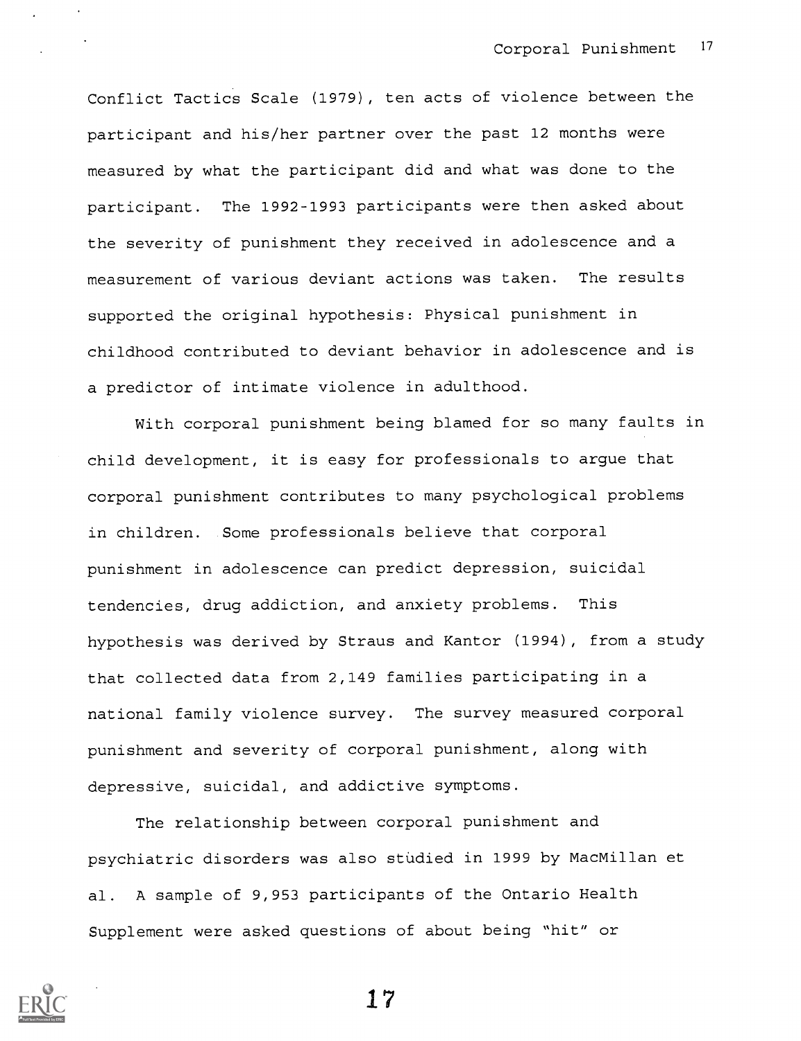Conflict Tactics Scale (1979), ten acts of violence between the participant and his/her partner over the past 12 months were measured by what the participant did and what was done to the participant. The 1992-1993 participants were then asked about the severity of punishment they received in adolescence and a measurement of various deviant actions was taken. The results supported the original hypothesis: Physical punishment in childhood contributed to deviant behavior in adolescence and is a predictor of intimate violence in adulthood.

With corporal punishment being blamed for so many faults in child development, it is easy for professionals to argue that corporal punishment contributes to many psychological problems in children. Some professionals believe that corporal punishment in adolescence can predict depression, suicidal tendencies, drug addiction, and anxiety problems. This hypothesis was derived by Straus and Kantor (1994), from a study that collected data from 2,149 families participating in a national family violence survey. The survey measured corporal punishment and severity of corporal punishment, along with depressive, suicidal, and addictive symptoms.

The relationship between corporal punishment and psychiatric disorders was also studied in 1999 by MacMillan et al. A sample of 9,953 participants of the Ontario Health Supplement were asked questions of about being "hit" or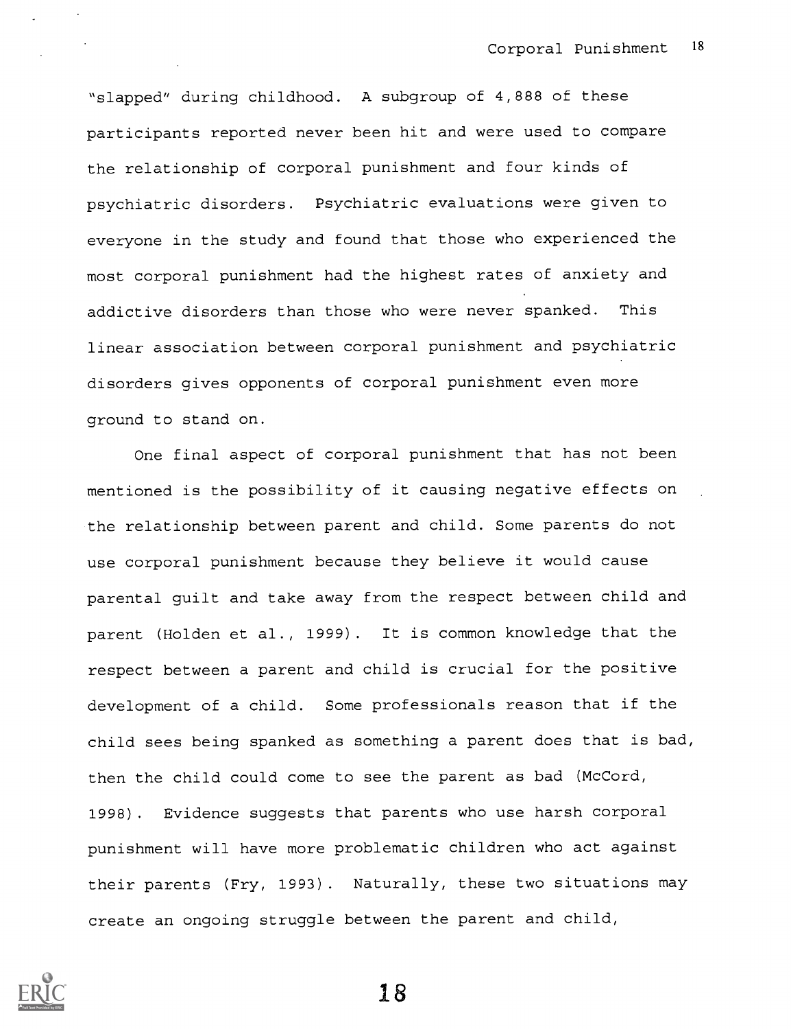"slapped" during childhood. A subgroup of 4,888 of these participants reported never been hit and were used to compare the relationship of corporal punishment and four kinds of psychiatric disorders. Psychiatric evaluations were given to everyone in the study and found that those who experienced the most corporal punishment had the highest rates of anxiety and addictive disorders than those who were never spanked. This linear association between corporal punishment and psychiatric disorders gives opponents of corporal punishment even more ground to stand on.

One final aspect of corporal punishment that has not been mentioned is the possibility of it causing negative effects on the relationship between parent and child. Some parents do not use corporal punishment because they believe it would cause parental guilt and take away from the respect between child and parent (Holden et al., 1999). It is common knowledge that the respect between a parent and child is crucial for the positive development of a child. Some professionals reason that if the child sees being spanked as something a parent does that is bad, then the child could come to see the parent as bad (McCord, 1998). Evidence suggests that parents who use harsh corporal punishment will have more problematic children who act against their parents (Fry, 1993). Naturally, these two situations may create an ongoing struggle between the parent and child,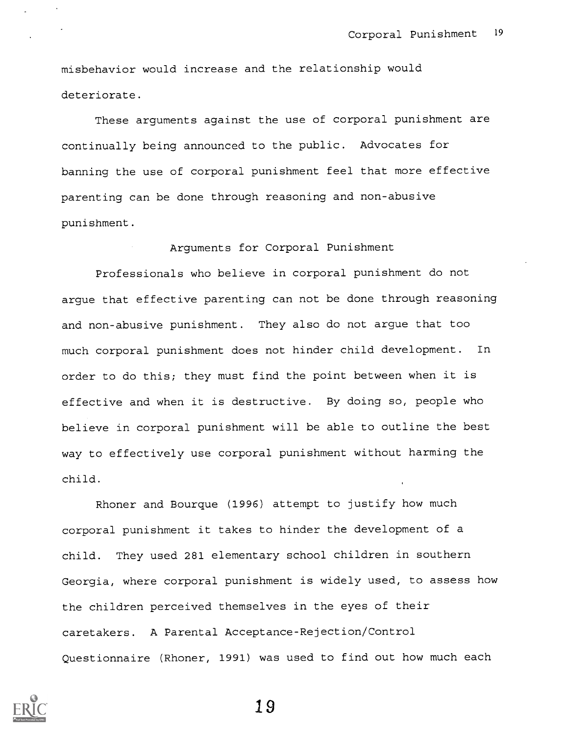misbehavior would increase and the relationship would deteriorate.

These arguments against the use of corporal punishment are continually being announced to the public. Advocates for banning the use of corporal punishment feel that more effective parenting can be done through reasoning and non-abusive punishment.

## Arguments for Corporal Punishment

Professionals who believe in corporal punishment do not argue that effective parenting can not be done through reasoning and non-abusive punishment. They also do not argue that too much corporal punishment does not hinder child development. In order to do this; they must find the point between when it is effective and when it is destructive. By doing so, people who believe in corporal punishment will be able to outline the best way to effectively use corporal punishment without harming the child.

Rhoner and Bourque (1996) attempt to justify how much corporal punishment it takes to hinder the development of a child. They used 281 elementary school children in southern Georgia, where corporal punishment is widely used, to assess how the children perceived themselves in the eyes of their caretakers. A Parental Acceptance-Rejection/Control Questionnaire (Rhoner, 1991) was used to find out how much each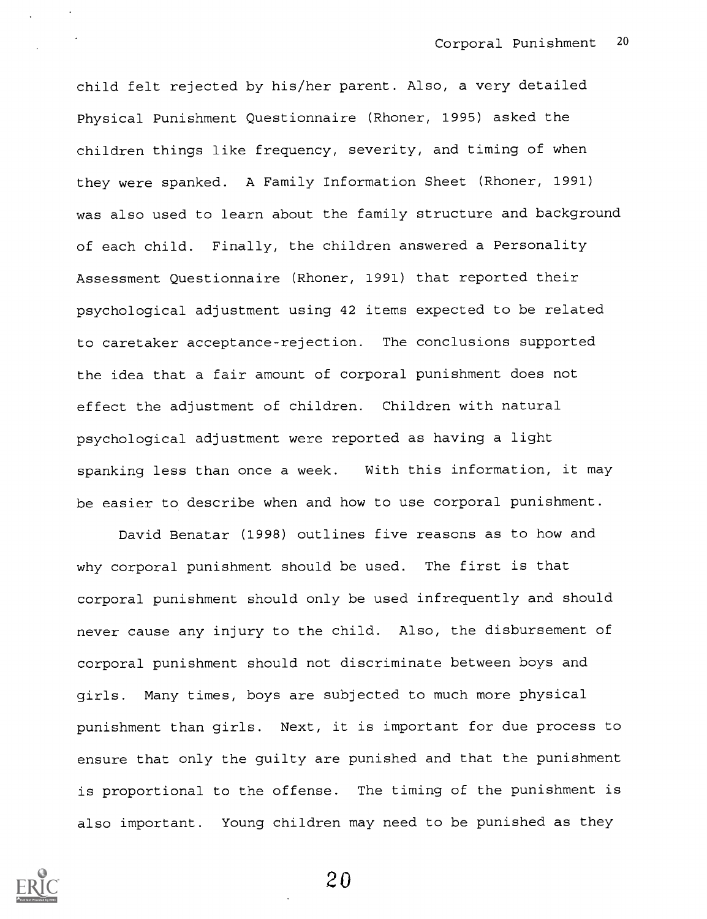child felt rejected by his/her parent. Also, a very detailed Physical Punishment Questionnaire (Rhoner, 1995) asked the children things like frequency, severity, and timing of when they were spanked. A Family Information Sheet (Rhoner, 1991) was also used to learn about the family structure and background of each child. Finally, the children answered a Personality Assessment Questionnaire (Rhoner, 1991) that reported their psychological adjustment using 42 items expected to be related to caretaker acceptance-rejection. The conclusions supported the idea that a fair amount of corporal punishment does not effect the adjustment of children. Children with natural psychological adjustment were reported as having a light spanking less than once a week. With this information, it may be easier to describe when and how to use corporal punishment.

David Benatar (1998) outlines five reasons as to how and why corporal punishment should be used. The first is that corporal punishment should only be used infrequently and should never cause any injury to the child. Also, the disbursement of corporal punishment should not discriminate between boys and girls. Many times, boys are subjected to much more physical punishment than girls. Next, it is important for due process to ensure that only the guilty are punished and that the punishment is proportional to the offense. The timing of the punishment is also important. Young children may need to be punished as they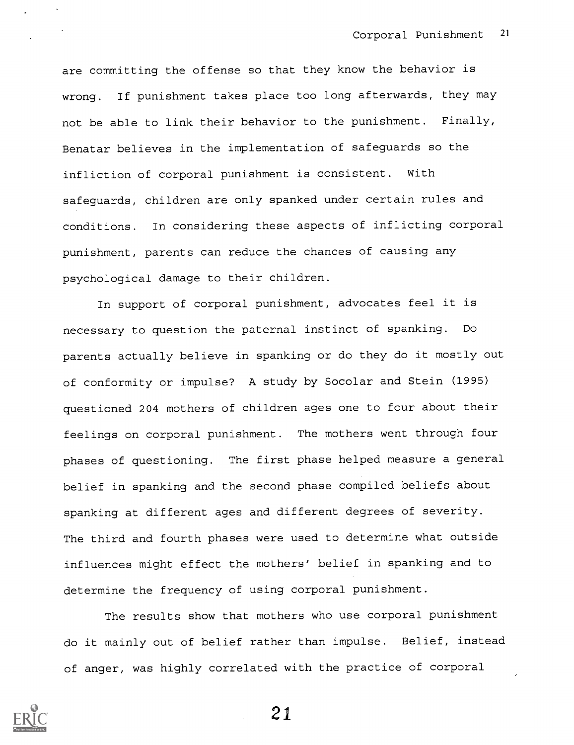are committing the offense so that they know the behavior is wrong. If punishment takes place too long afterwards, they may not be able to link their behavior to the punishment. Finally, Benatar believes in the implementation of safeguards so the infliction of corporal punishment is consistent. With safeguards, children are only spanked under certain rules and conditions. In considering these aspects of inflicting corporal punishment, parents can reduce the chances of causing any psychological damage to their children.

In support of corporal punishment, advocates feel it is necessary to question the paternal instinct of spanking. Do parents actually believe in spanking or do they do it mostly out of conformity or impulse? A study by Socolar and Stein (1995) questioned 204 mothers of children ages one to four about their feelings on corporal punishment. The mothers went through four phases of questioning. The first phase helped measure a general belief in spanking and the second phase compiled beliefs about spanking at different ages and different degrees of severity. The third and fourth phases were used to determine what outside influences might effect the mothers' belief in spanking and to determine the frequency of using corporal punishment.

The results show that mothers who use corporal punishment do it mainly out of belief rather than impulse. Belief, instead of anger, was highly correlated with the practice of corporal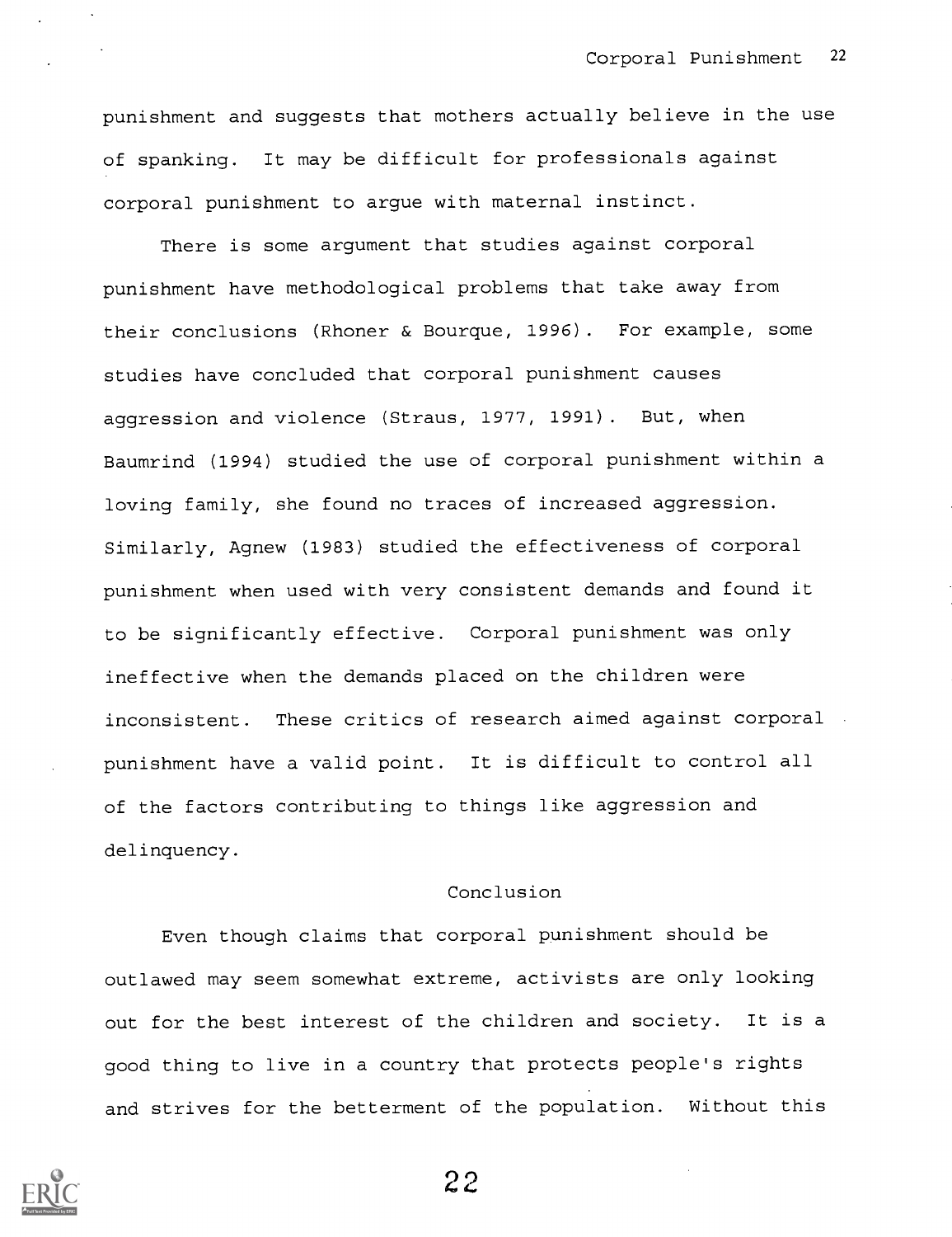punishment and suggests that mothers actually believe in the use of spanking. It may be difficult for professionals against corporal punishment to argue with maternal instinct.

There is some argument that studies against corporal punishment have methodological problems that take away from their conclusions (Rhoner & Bourque, 1996). For example, some studies have concluded that corporal punishment causes aggression and violence (Straus, 1977, 1991). But, when Baumrind (1994) studied the use of corporal punishment within a loving family, she found no traces of increased aggression. Similarly, Agnew (1983) studied the effectiveness of corporal punishment when used with very consistent demands and found it to be significantly effective. Corporal punishment was only ineffective when the demands placed on the children were inconsistent. These critics of research aimed against corporal punishment have a valid point. It is difficult to control all of the factors contributing to things like aggression and delinquency.

## Conclusion

Even though claims that corporal punishment should be outlawed may seem somewhat extreme, activists are only looking out for the best interest of the children and society. It is a good thing to live in a country that protects people's rights and strives for the betterment of the population. Without this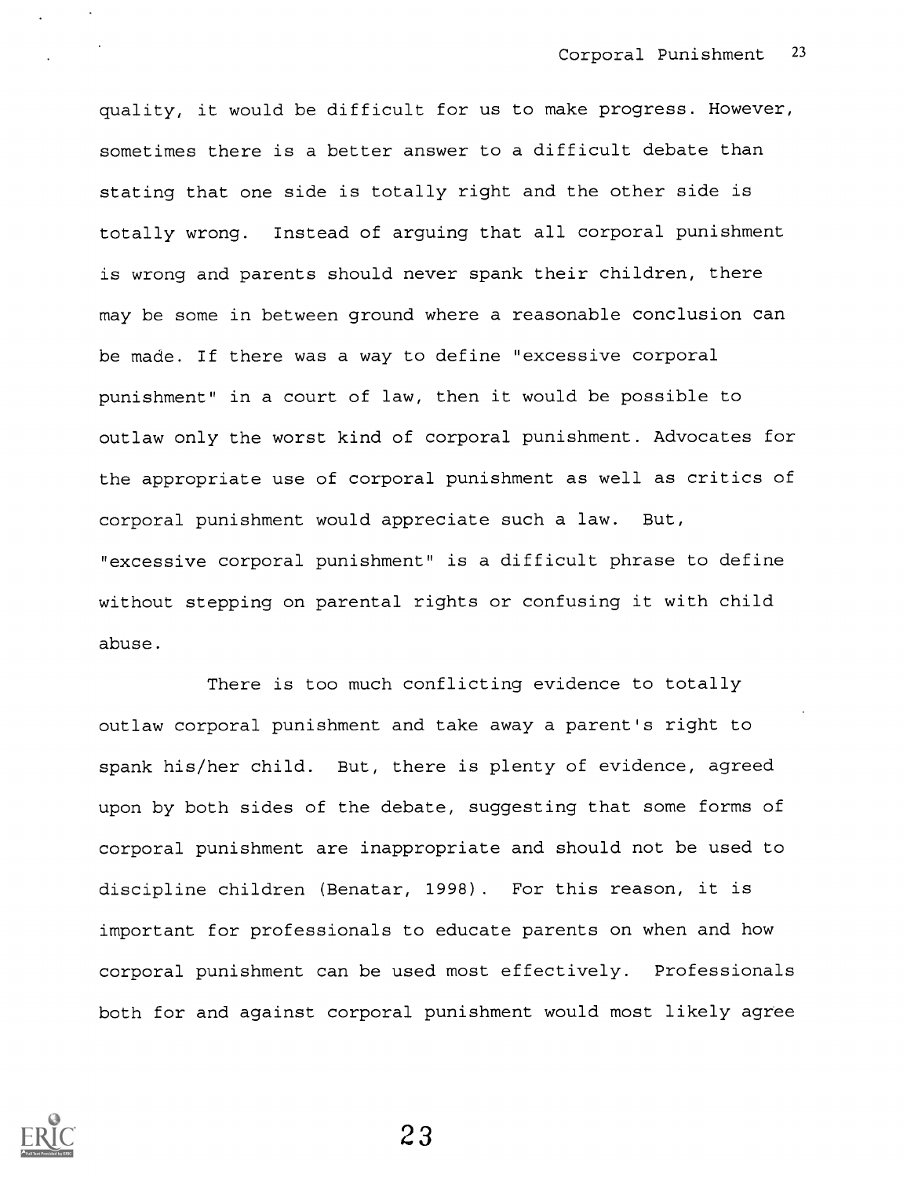quality, it would be difficult for us to make progress. However, sometimes there is a better answer to a difficult debate than stating that one side is totally right and the other side is totally wrong. Instead of arguing that all corporal punishment is wrong and parents should never spank their children, there may be some in between ground where a reasonable conclusion can be made. If there was a way to define "excessive corporal punishment" in a court of law, then it would be possible to outlaw only the worst kind of corporal punishment. Advocates for the appropriate use of corporal punishment as well as critics of corporal punishment would appreciate such a law. But, "excessive corporal punishment" is a difficult phrase to define without stepping on parental rights or confusing it with child abuse.

There is too much conflicting evidence to totally outlaw corporal punishment and take away a parent's right to spank his/her child. But, there is plenty of evidence, agreed upon by both sides of the debate, suggesting that some forms of corporal punishment are inappropriate and should not be used to discipline children (Benatar, 1998). For this reason, it is important for professionals to educate parents on when and how corporal punishment can be used most effectively. Professionals both for and against corporal punishment would most likely agree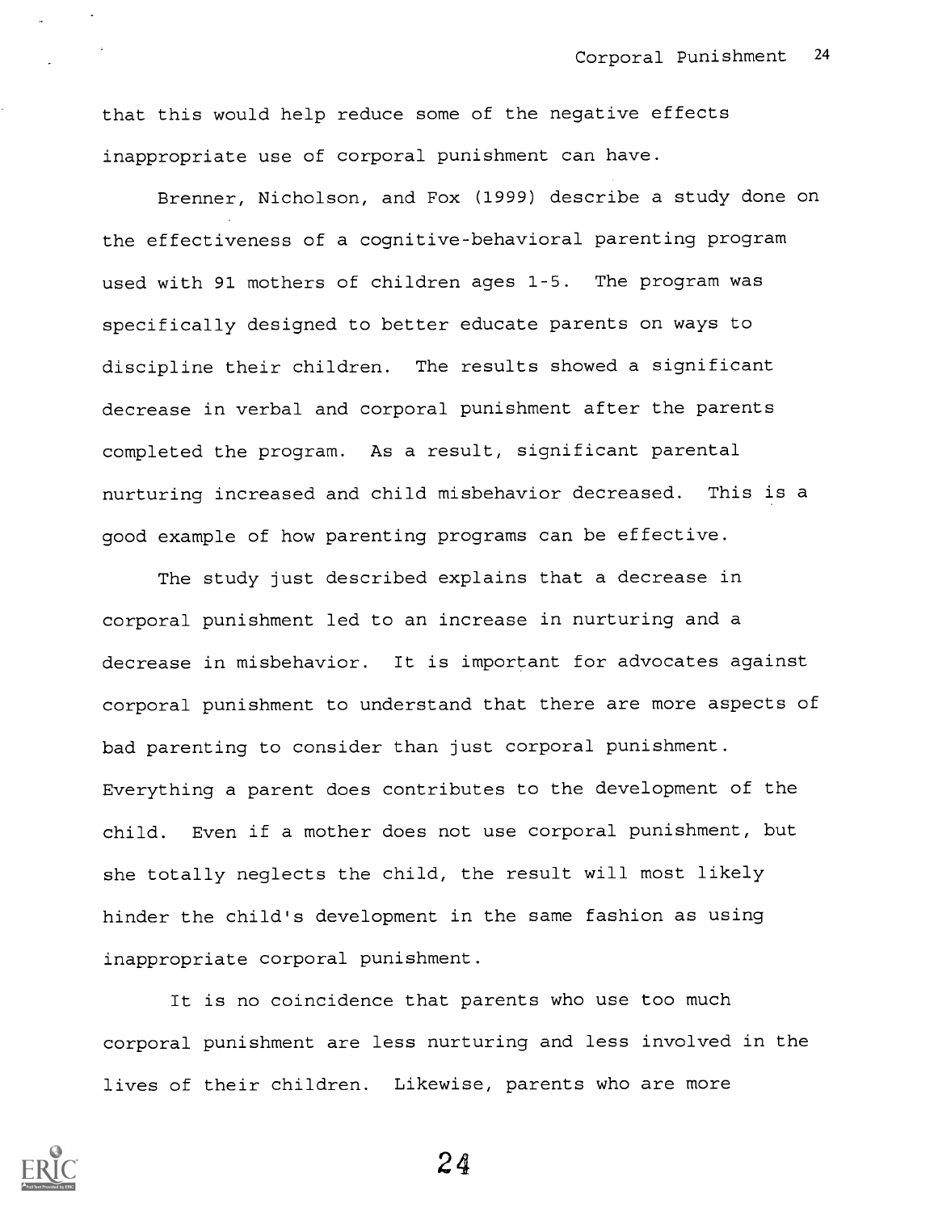that this would help reduce some of the negative effects inappropriate use of corporal punishment can have.

Brenner, Nicholson, and Fox (1999) describe a study done on the effectiveness of a cognitive-behavioral parenting program used with 91 mothers of children ages 1-5. The program was specifically designed to better educate parents on ways to discipline their children. The results showed a significant decrease in verbal and corporal punishment after the parents completed the program. As a result, significant parental nurturing increased and child misbehavior decreased. This is a good example of how parenting programs can be effective.

The study just described explains that a decrease in corporal punishment led to an increase in nurturing and a decrease in misbehavior. It is important for advocates against corporal punishment to understand that there are more aspects of bad parenting to consider than just corporal punishment. Everything a parent does contributes to the development of the child. Even if a mother does not use corporal punishment, but she totally neglects the child, the result will most likely hinder the child's development in the same fashion as using inappropriate corporal punishment.

It is no coincidence that parents who use too much corporal punishment are less nurturing and less involved in the lives of their children. Likewise, parents who are more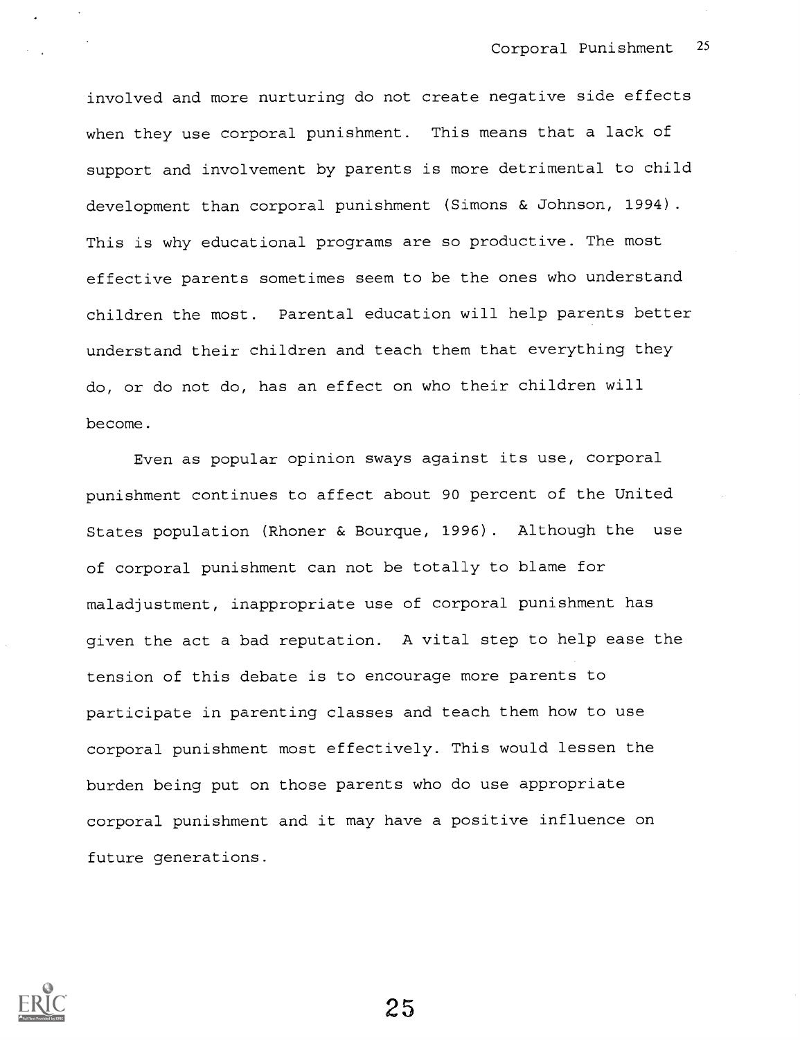involved and more nurturing do not create negative side effects when they use corporal punishment. This means that a lack of support and involvement by parents is more detrimental to child development than corporal punishment (Simons & Johnson, 1994). This is why educational programs are so productive. The most effective parents sometimes seem to be the ones who understand children the most. Parental education will help parents better understand their children and teach them that everything they do, or do not do, has an effect on who their children will become.

Even as popular opinion sways against its use, corporal punishment continues to affect about 90 percent of the United States population (Rhoner & Bourque, 1996). Although the use of corporal punishment can not be totally to blame for maladjustment, inappropriate use of corporal punishment has given the act a bad reputation. A vital step to help ease the tension of this debate is to encourage more parents to participate in parenting classes and teach them how to use corporal punishment most effectively. This would lessen the burden being put on those parents who do use appropriate corporal punishment and it may have a positive influence on future generations.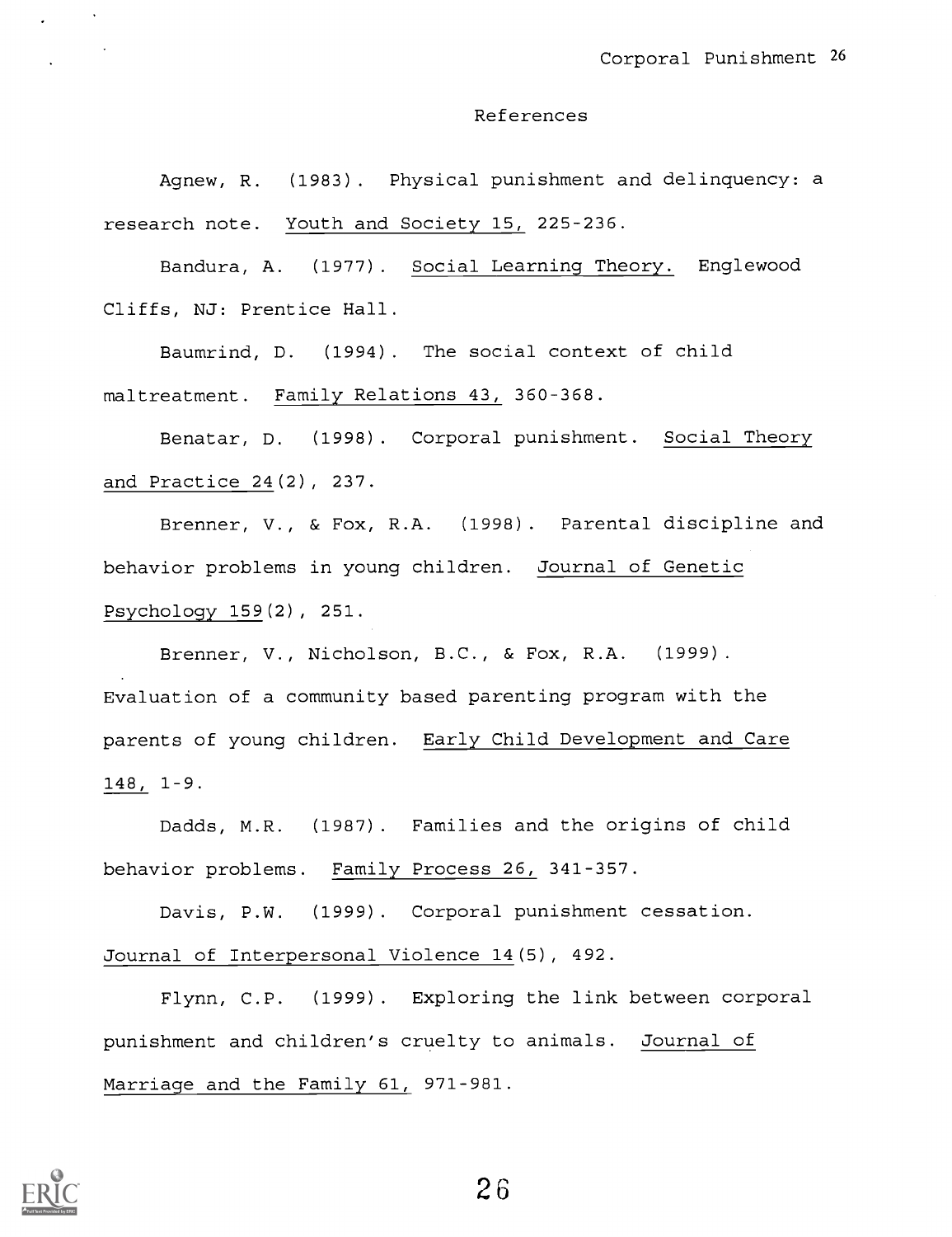# References

Agnew, R. (1983). Physical punishment and delinquency: a research note. Youth and Society 15, 225-236.

Bandura, A. (1977). Social Learning Theory. Englewood Cliffs, NJ: Prentice Hall.

Baumrind, D. (1994). The social context of child maltreatment. Family Relations 43, 360-368.

Benatar, D. (1998). Corporal punishment. Social Theory and Practice 24(2), 237.

Brenner, V., & Fox, R.A. (1998). Parental discipline and behavior problems in young children. Journal of Genetic Psychology 159(2), 251.

Brenner, V., Nicholson, B.C., & Fox, R.A. (1999). Evaluation of a community based parenting program with the parents of young children. Early Child Development and Care 148, 1-9.

Dadds, M.R. (1987). Families and the origins of child behavior problems. Family Process 26, 341-357.

Davis, P.W. (1999). Corporal punishment cessation. Journal of Interpersonal Violence 14(5), 492.

Flynn, C.P. (1999). Exploring the link between corporal punishment and children's cruelty to animals. Journal of Marriage and the Family 61, 971-981.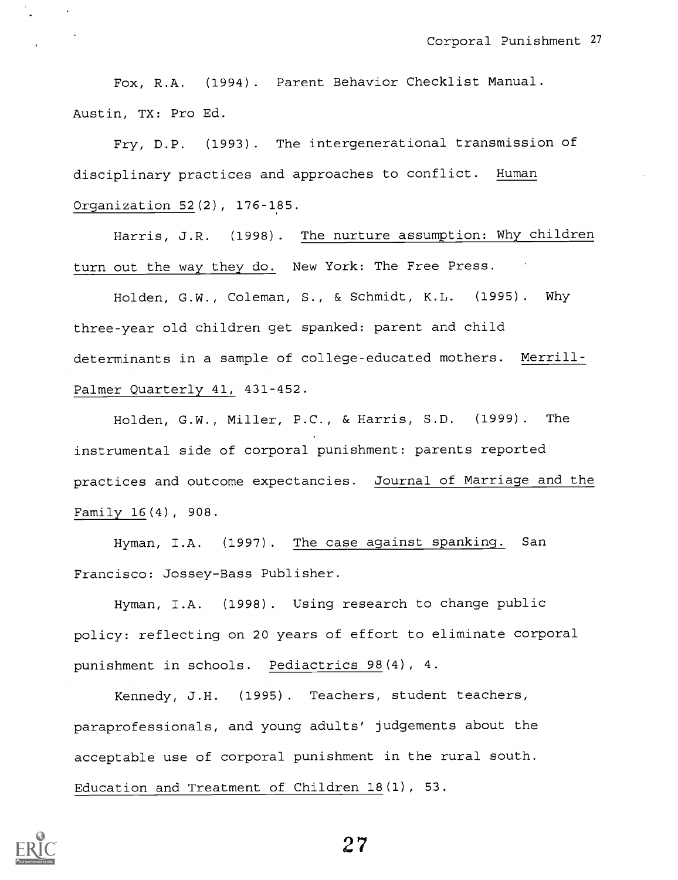Fox, R.A. (1994). Parent Behavior Checklist Manual. Austin, TX: Pro Ed.

Fry, D.P. (1993). The intergenerational transmission of disciplinary practices and approaches to conflict. Human Organization 52(2), 176-185.

Harris, J.R. (1998). The nurture assumption: Why children turn out the way they do. New York: The Free Press.

Holden, G.W., Coleman, S., & Schmidt, K.L. (1995). Why three-year old children get spanked: parent and child determinants in a sample of college-educated mothers. Merrill-Palmer Quarterly 41, 431-452.

Holden, G.W., Miller, P.C., & Harris, S.D. (1999). The instrumental side of corporal punishment: parents reported practices and outcome expectancies. Journal of Marriage and the Family 16(4), 908.

Hyman, I.A. (1997). The case against spanking. San Francisco: Jossey-Bass Publisher.

Hyman, I.A. (1998). Using research to change public policy: reflecting on 20 years of effort to eliminate corporal punishment in schools. Pediactrics 98(4), 4.

Kennedy, J.H. (1995). Teachers, student teachers, paraprofessionals, and young adults' judgements about the acceptable use of corporal punishment in the rural south. Education and Treatment of Children 18(1), 53.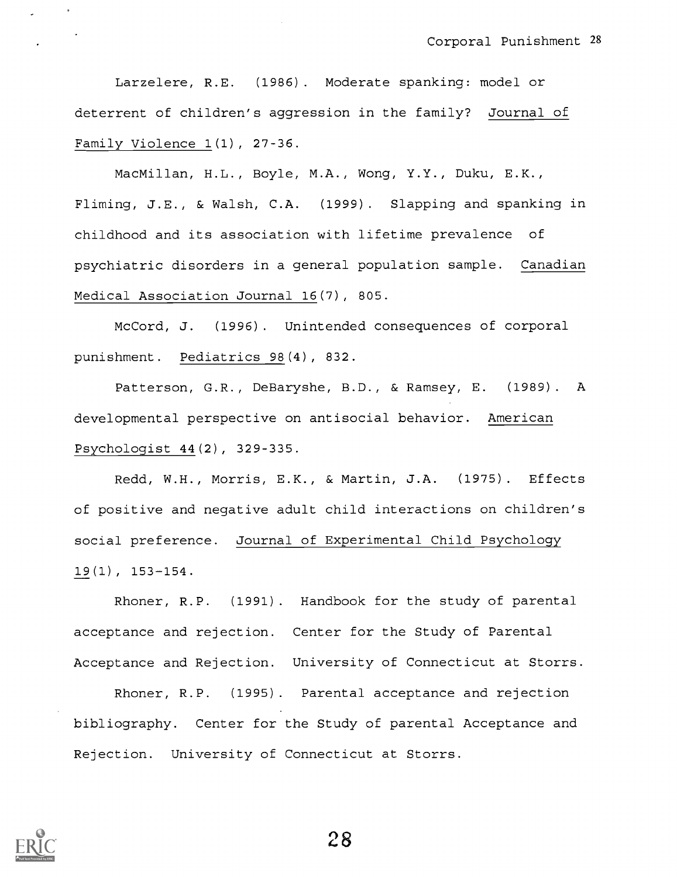Larzelere, R.E. (1986). Moderate spanking: model or deterrent of children's aggression in the family? Journal of Family Violence 1(1), 27-36.

MacMillan, H.L., Boyle, M.A., Wong, Y.Y., Duku, E.K., Fliming, J.E., & Walsh, C.A. (1999). Slapping and spanking in childhood and its association with lifetime prevalence of psychiatric disorders in a general population sample. Canadian Medical Association Journal 16(7), 805.

McCord, J. (1996). Unintended consequences of corporal punishment. Pediatrics 98(4), 832.

Patterson, G.R., DeBaryshe, B.D., & Ramsey, E. (1989). A developmental perspective on antisocial behavior. American Psychologist 44(2), 329-335.

Redd, W.H., Morris, E.K., & Martin, J.A. (1975). Effects of positive and negative adult child interactions on children's social preference. Journal of Experimental Child Psychology 19(1), 153-154.

Rhoner, R.P. (1991). Handbook for the study of parental acceptance and rejection. Center for the Study of Parental Acceptance and Rejection. University of Connecticut at Storrs.

Rhoner, R.P. (1995). Parental acceptance and rejection bibliography. Center for the Study of parental Acceptance and Rejection. University of Connecticut at Storrs.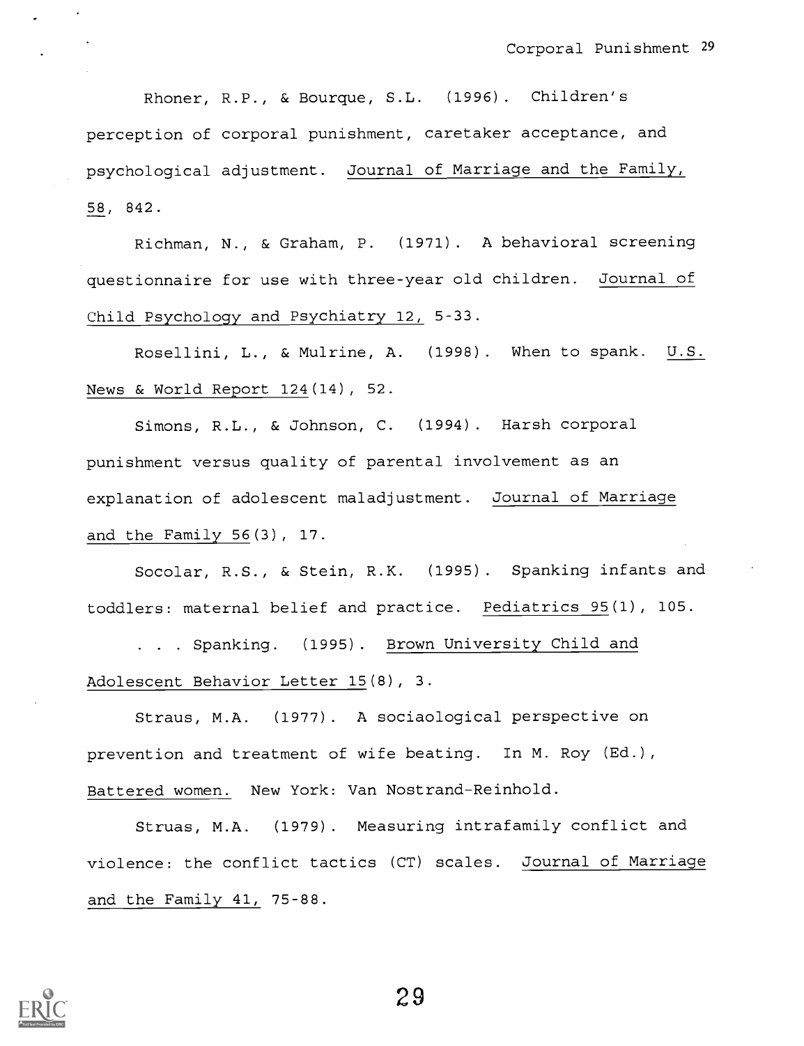Rhoner, R.P., & Bourque, S.L. (1996). Children's perception of corporal punishment, caretaker acceptance, and psychological adjustment. Journal of Marriage and the Family, 58, 842.

Richman, N., & Graham, P. (1971). A behavioral screening questionnaire for use with three-year old children. Journal of Child Psychology and Psychiatry 12, 5-33.

Rosellini, L., & Mulrine, A. (1998). When to spank. U.S. News & World Report 124(14), 52.

Simons, R.L., & Johnson, C. (1994). Harsh corporal punishment versus quality of parental involvement as an explanation of adolescent maladjustment. Journal of Marriage and the Family 56(3), 17.

Socolar, R.S., & Stein, R.K. (1995). Spanking infants and toddlers: maternal belief and practice. Pediatrics 95(1), 105.

. . . Spanking. (1995). Brown University Child and Adolescent Behavior Letter 15(8), 3.

Straus, M.A. (1977). A sociaological perspective on prevention and treatment of wife beating. In M. Roy (Ed.), Battered women. New York: Van Nostrand-Reinhold.

Struas, M.A. (1979). Measuring intrafamily conflict and violence: the conflict tactics (CT) scales. Journal of Marriage and the Family 41, 75-88.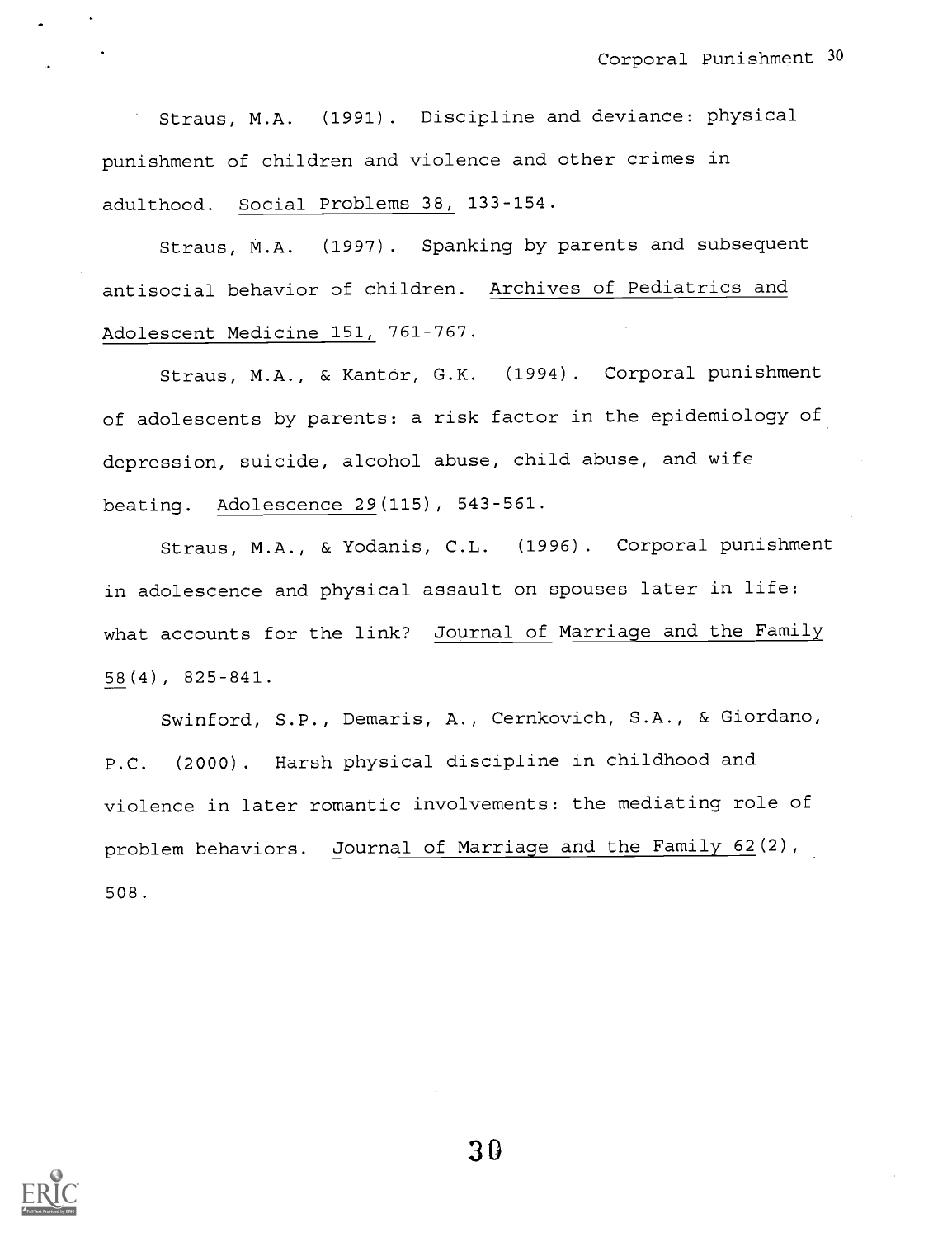Straus, M.A. (1991). Discipline and deviance: physical punishment of children and violence and other crimes in adulthood. Social Problems 38, 133-154.

Straus, M.A. (1997). Spanking by parents and subsequent antisocial behavior of children. Archives of Pediatrics and Adolescent Medicine 151, 761-767.

Straus, M.A., & Kantor, G.K. (1994). Corporal punishment of adolescents by parents: a risk factor in the epidemiology of depression, suicide, alcohol abuse, child abuse, and wife beating. Adolescence 29(115), 543-561.

Straus, M.A., & Yodanis, C.L. (1996). Corporal punishment in adolescence and physical assault on spouses later in life: what accounts for the link? Journal of Marriage and the Family 58(4), 825-841.

Swinford, S.P., Demaris, A., Cernkovich, S.A., & Giordano, P.C. (2000). Harsh physical discipline in childhood and violence in later romantic involvements: the mediating role of problem behaviors. Journal of Marriage and the Family 62(2), 508.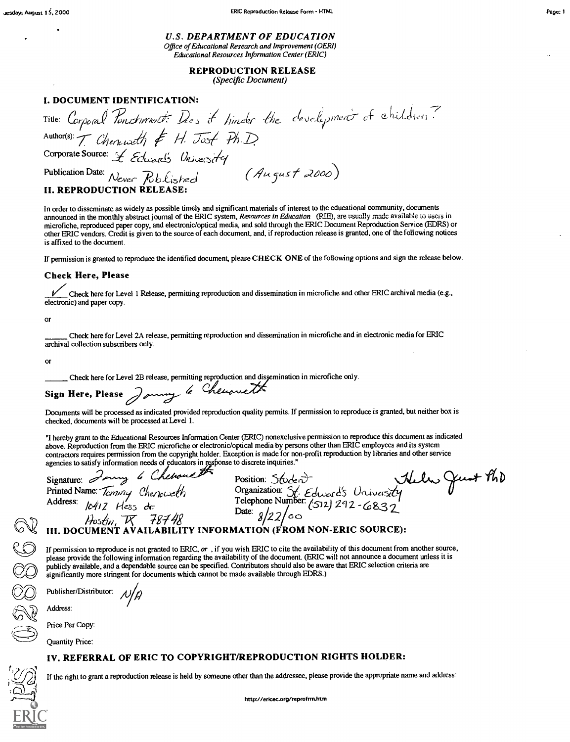# U.S. DEPARTMENT OF EDUCATION

*Office of Educational Research and Improvement (OERI)*
*Educational Resources Information Center (ERIC)*

## REPRODUCTION RELEASE

*(Specific Document)*

## I. DOCUMENT IDENTIFICATION:

Title: Corporal Punishment: Does it hinder the development of children?

Author(s): T. Chenoweth & H. Jost Ph.D

Corporate Source: St Edward's University

Publication Date: Never Published (August 2000)

## II. REPRODUCTION RELEASE:

In order to disseminate as widely as possible timely and significant materials of interest to the educational community, documents announced in the monthly abstract journal of the ERIC system, *Resources in Education* (RIE), are usually made available to users in microfiche, reproduced paper copy, and electronic/optical media, and sold through the ERIC Document Reproduction Service (EDRS) or other ERIC vendors. Credit is given to the source of each document, and, if reproduction release is granted, one of the following notices is affixed to the document.

If permission is granted to reproduce the identified document, please **CHECK ONE** of the following options and sign the release below.

### Check Here, Please

__✓__ Check here for Level 1 Release, permitting reproduction and dissemination in microfiche and other ERIC archival media (e.g., electronic) and paper copy.

or

_____ Check here for Level 2A release, permitting reproduction and dissemination in microfiche and in electronic media for ERIC archival collection subscribers only.

or

_____ Check here for Level 2B release, permitting reproduction and dissemination in microfiche only.

**Sign Here, Please** Tammy L Chenoweth

Documents will be processed as indicated provided reproduction quality permits. If permission to reproduce is granted, but neither box is checked, documents will be processed at Level 1.

"I hereby grant to the Educational Resources Information Center (ERIC) nonexclusive permission to reproduce this document as indicated above. Reproduction from the ERIC microfiche or electronic/optical media by persons other than ERIC employees and its system contractors requires permission from the copyright holder. Exception is made for non-profit reproduction by libraries and other service agencies to satisfy information needs of educators in response to discrete inquiries."

Signature: Tammy L Chenoweth
Printed Name: Tammy Chenoweth
Address: 10412 Hess dr.
Austin, TX 78748

Position: Student
Organization: St. Edward's University
Telephone Number: (512) 292-6832
Date: 8/22/00

Helen Jost PhD

## III. DOCUMENT AVAILABILITY INFORMATION (FROM NON-ERIC SOURCE):

If permission to reproduce is not granted to ERIC, *or*, if you wish ERIC to cite the availability of this document from another source, please provide the following information regarding the availability of the document. (ERIC will not announce a document unless it is publicly available, and a dependable source can be specified. Contributors should also be aware that ERIC selection criteria are significantly more stringent for documents which cannot be made available through EDRS.)

Publisher/Distributor: N/A

Address:

Price Per Copy:

Quantity Price:

## IV. REFERRAL OF ERIC TO COPYRIGHT/REPRODUCTION RIGHTS HOLDER:

If the right to grant a reproduction release is held by someone other than the addressee, please provide the appropriate name and address: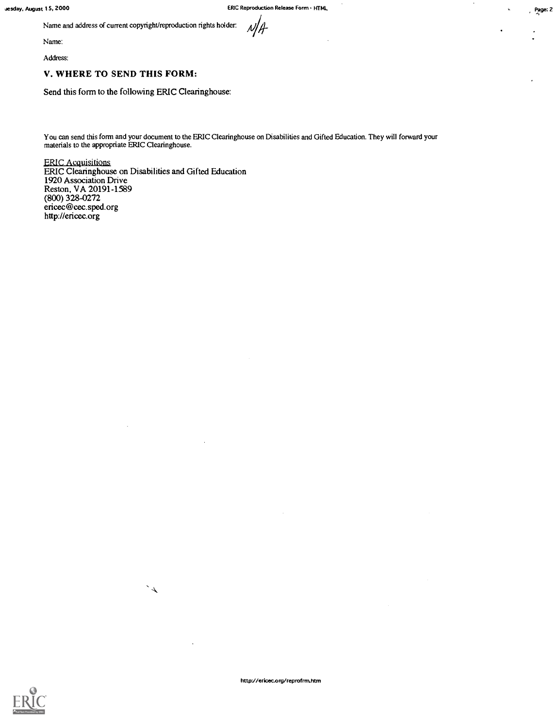Name and address of current copyright/reproduction rights holder: N/A

Name:

Address:

### V. WHERE TO SEND THIS FORM:

Send this form to the following ERIC Clearinghouse:

You can send this form and your document to the ERIC Clearinghouse on Disabilities and Gifted Education. They will forward your materials to the appropriate ERIC Clearinghouse.

ERIC Acquisitions
ERIC Clearinghouse on Disabilities and Gifted Education
1920 Association Drive
Reston, VA 20191-1589
(800) 328-0272
ericec@cec.sped.org
http://ericec.org